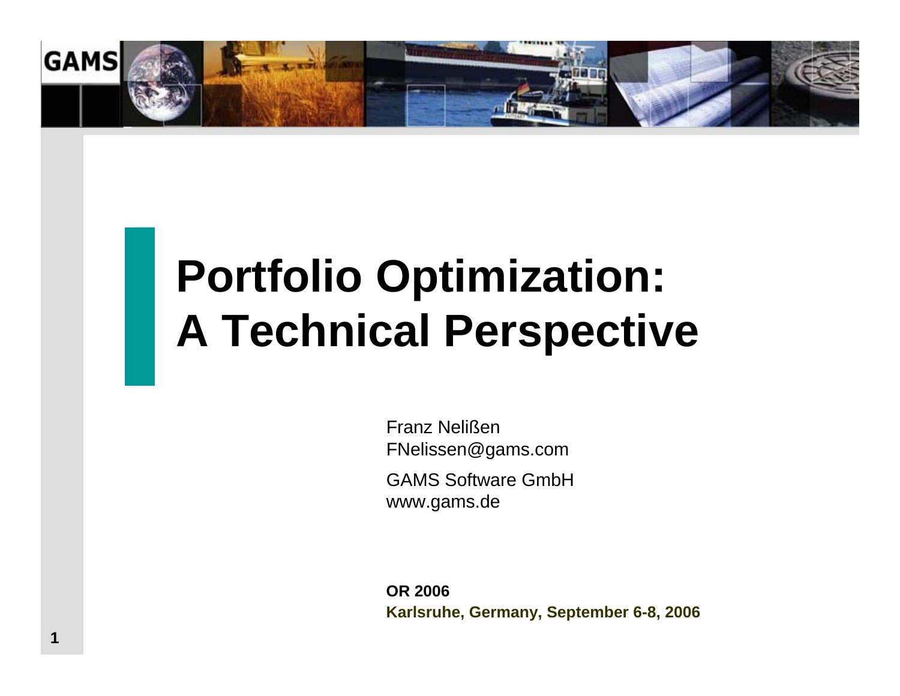# Portfolio Optimization: A Technical Perspective

Franz Nelißen
FNelissen@gams.com

GAMS Software GmbH
www.gams.de

**OR 2006**
**Karlsruhe, Germany, September 6-8, 2006**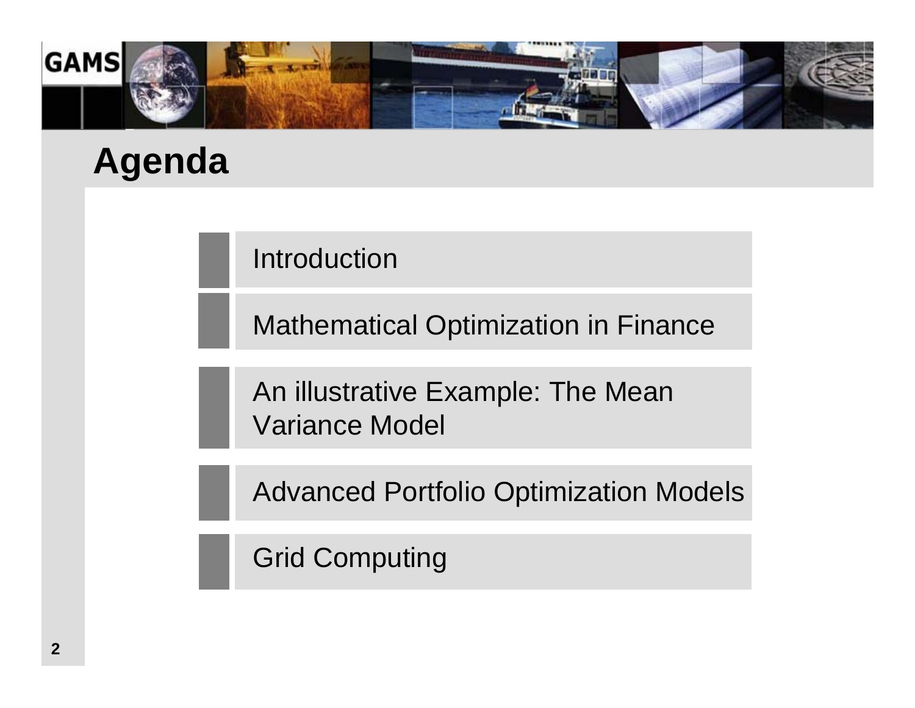# Agenda

- Introduction
- Mathematical Optimization in Finance
- An illustrative Example: The Mean Variance Model
- Advanced Portfolio Optimization Models
- Grid Computing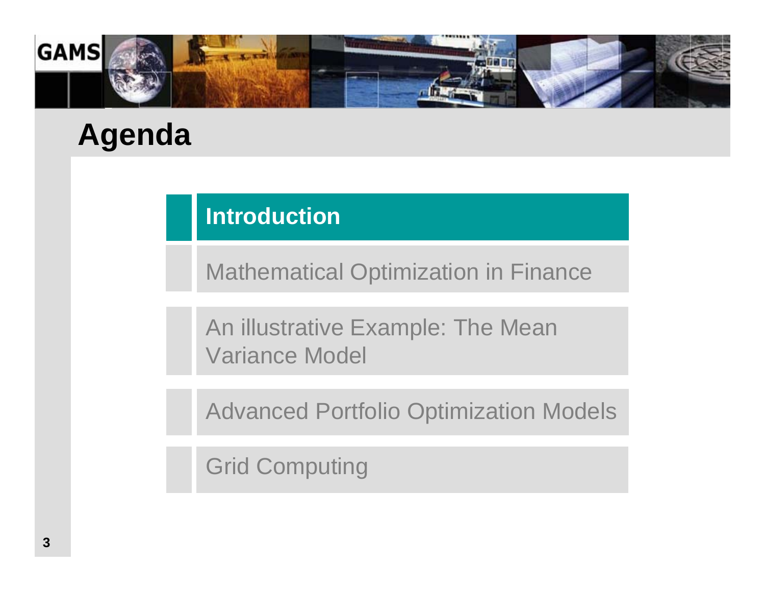# Agenda

- **Introduction**
- Mathematical Optimization in Finance
- An illustrative Example: The Mean Variance Model
- Advanced Portfolio Optimization Models
- Grid Computing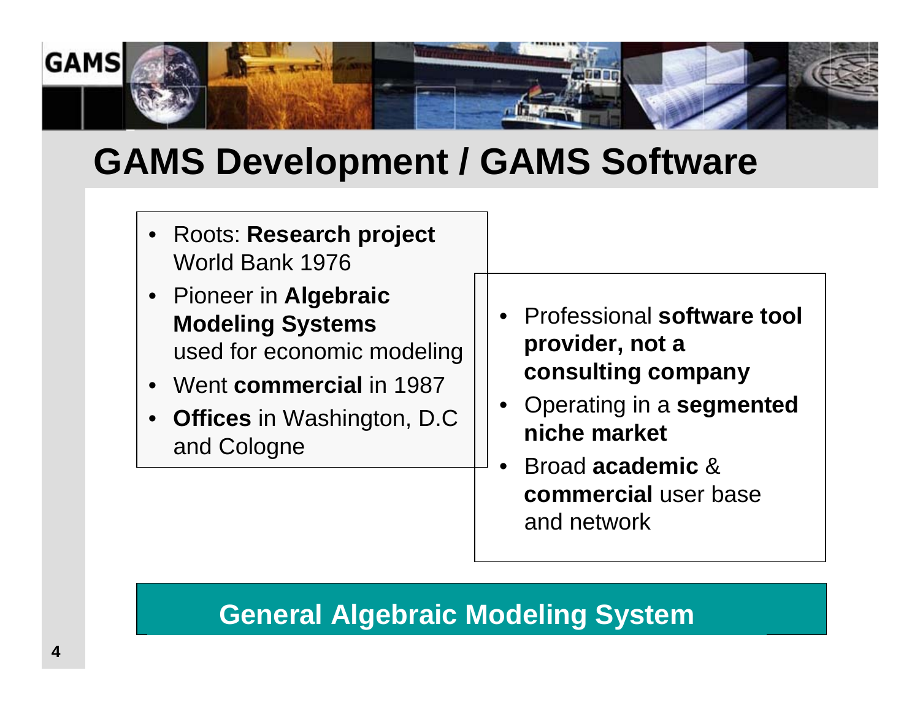# GAMS Development / GAMS Software

- Roots: **Research project** World Bank 1976
- Pioneer in **Algebraic Modeling Systems** used for economic modeling
- Went **commercial** in 1987
- **Offices** in Washington, D.C and Cologne

- Professional **software tool provider, not a consulting company**
- Operating in a **segmented niche market**
- Broad **academic** & **commercial** user base and network

**General Algebraic Modeling System**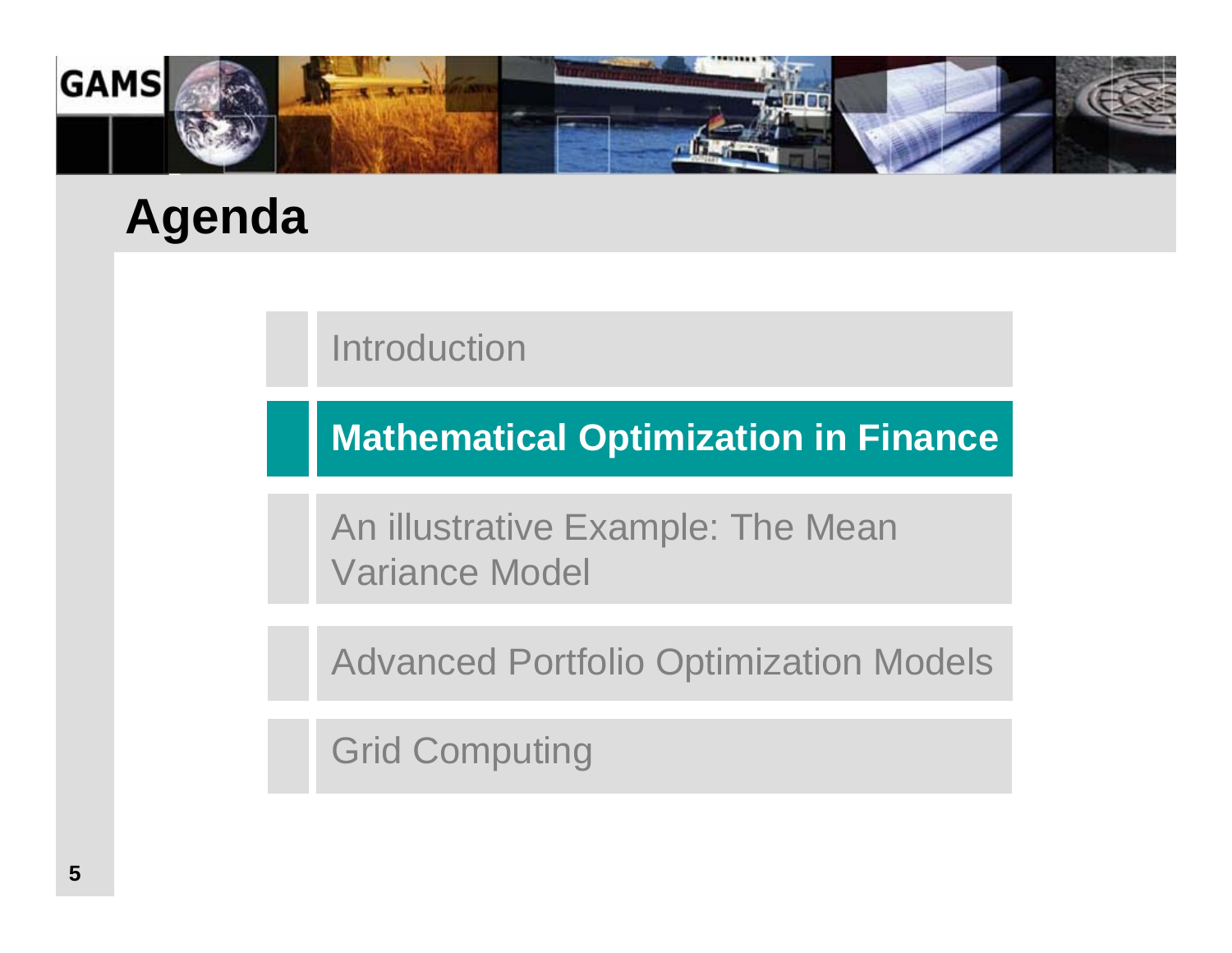# Agenda

- Introduction
- **Mathematical Optimization in Finance**
- An illustrative Example: The Mean Variance Model
- Advanced Portfolio Optimization Models
- Grid Computing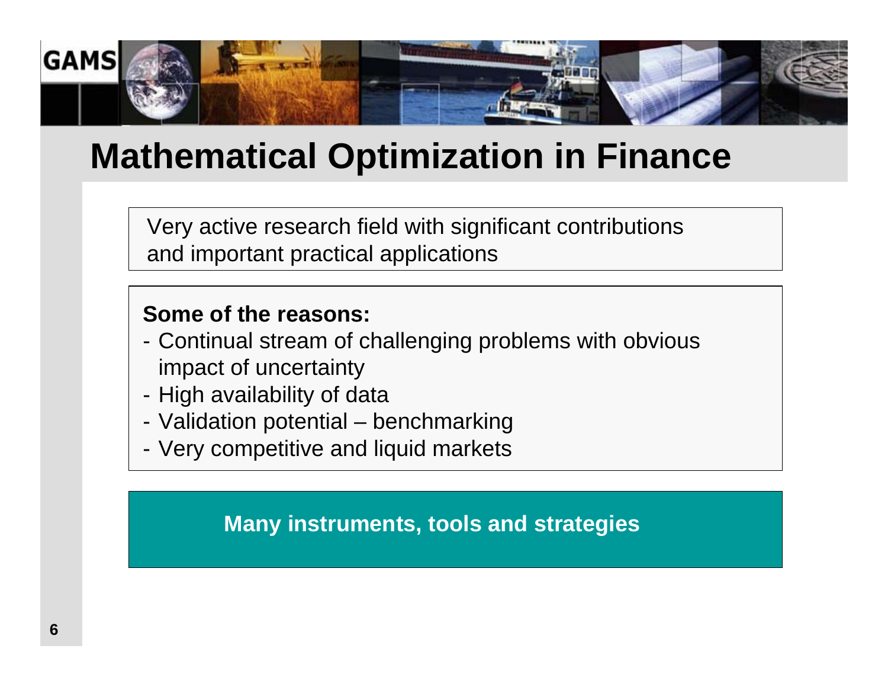# Mathematical Optimization in Finance

Very active research field with significant contributions and important practical applications

**Some of the reasons:**

- Continual stream of challenging problems with obvious impact of uncertainty
- High availability of data
- Validation potential – benchmarking
- Very competitive and liquid markets

**Many instruments, tools and strategies**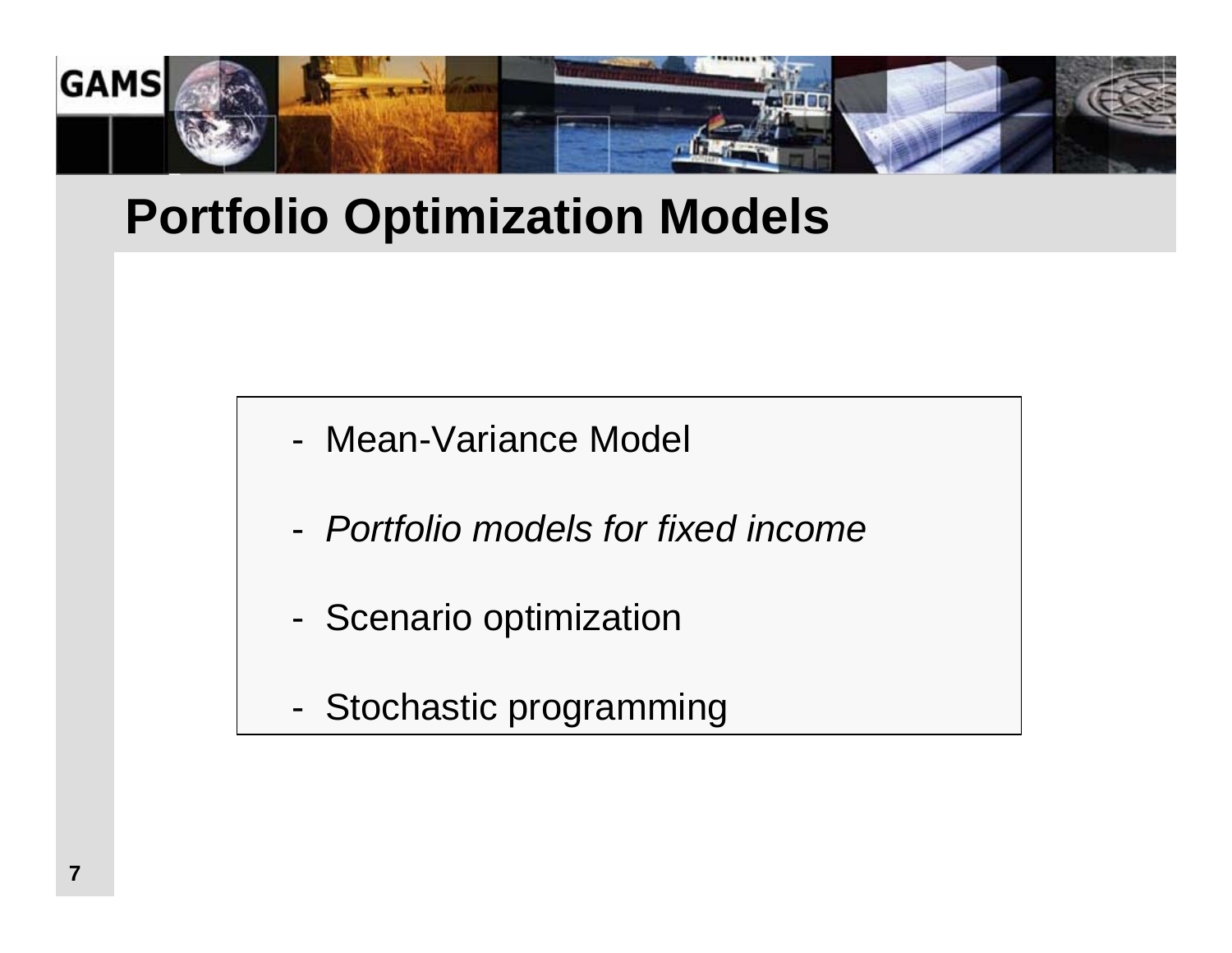# Portfolio Optimization Models

- Mean-Variance Model
- *Portfolio models for fixed income*
- Scenario optimization
- Stochastic programming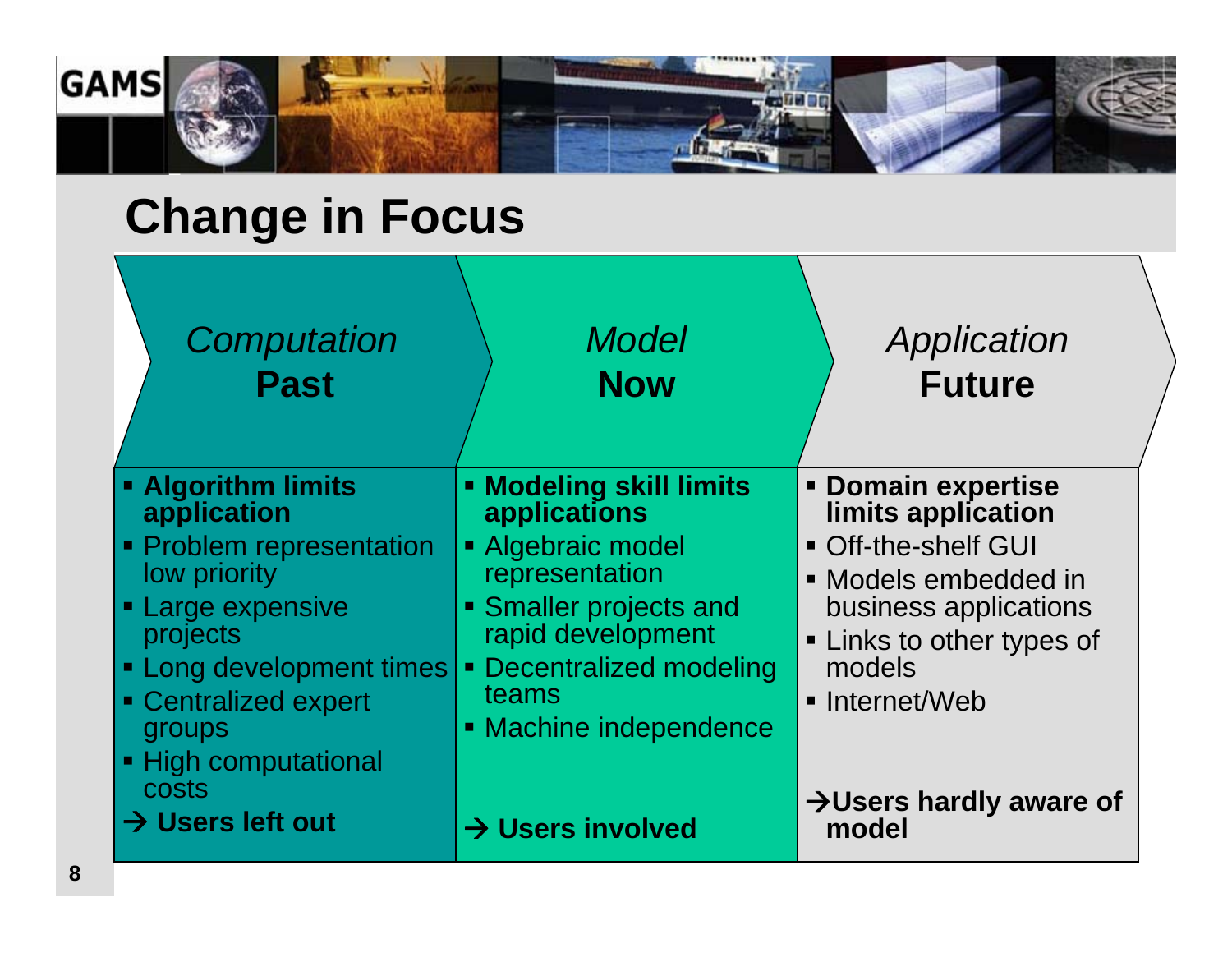# Change in Focus

| *Computation* **Past** | *Model* **Now** | *Application* **Future** |
|---|---|---|
| ▪ **Algorithm limits application** | ▪ **Modeling skill limits applications** | ▪ **Domain expertise limits application** |
| ▪ Problem representation low priority | ▪ Algebraic model representation | ▪ Off-the-shelf GUI |
| ▪ Large expensive projects | ▪ Smaller projects and rapid development | ▪ Models embedded in business applications |
| ▪ Long development times | ▪ Decentralized modeling teams | ▪ Links to other types of models |
| ▪ Centralized expert groups | ▪ Machine independence | ▪ Internet/Web |
| ▪ High computational costs | | |
| **→ Users left out** | **→ Users involved** | **→Users hardly aware of model** |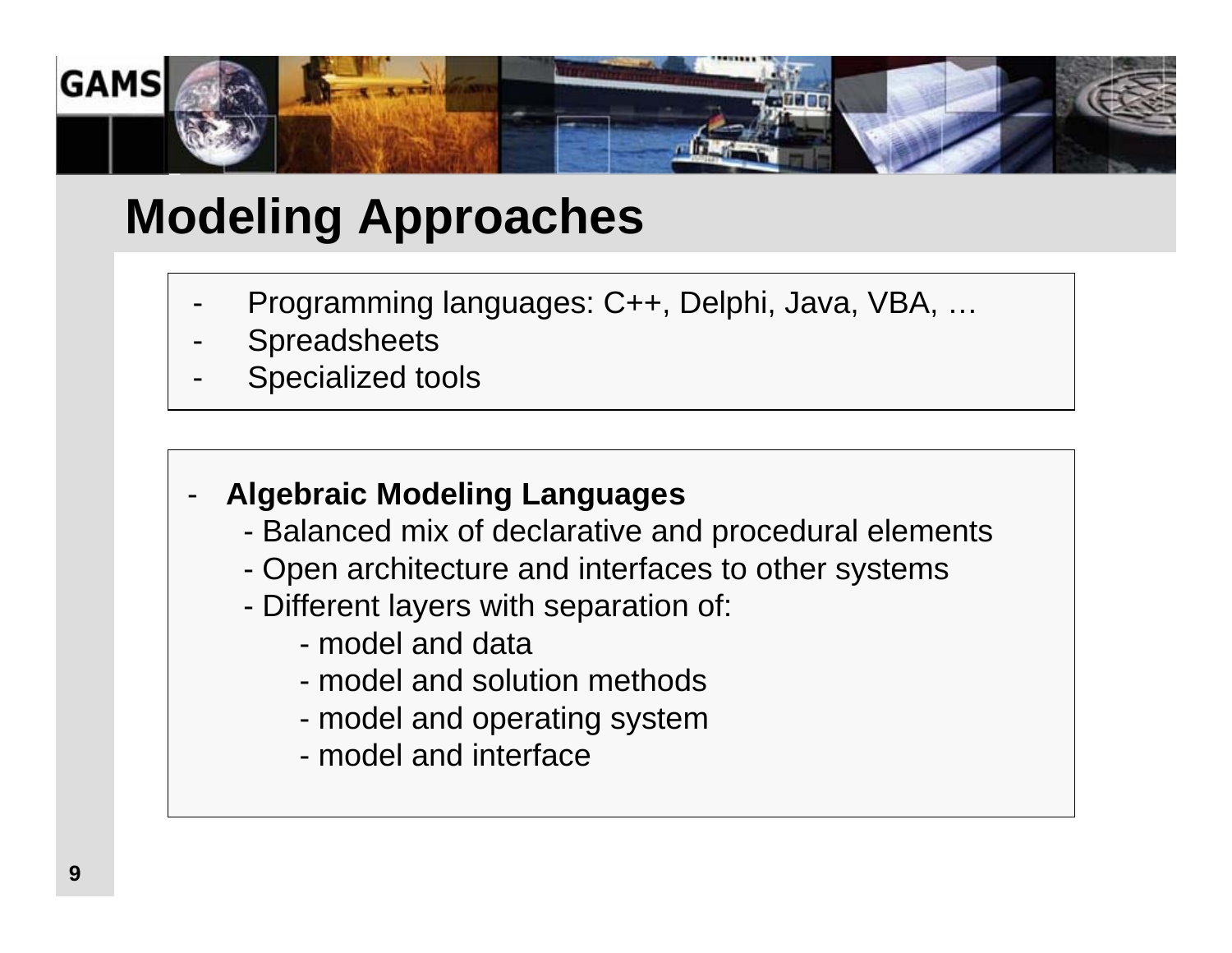# Modeling Approaches

- Programming languages: C++, Delphi, Java, VBA, …
- Spreadsheets
- Specialized tools

- **Algebraic Modeling Languages**
  - Balanced mix of declarative and procedural elements
  - Open architecture and interfaces to other systems
  - Different layers with separation of:
    - model and data
    - model and solution methods
    - model and operating system
    - model and interface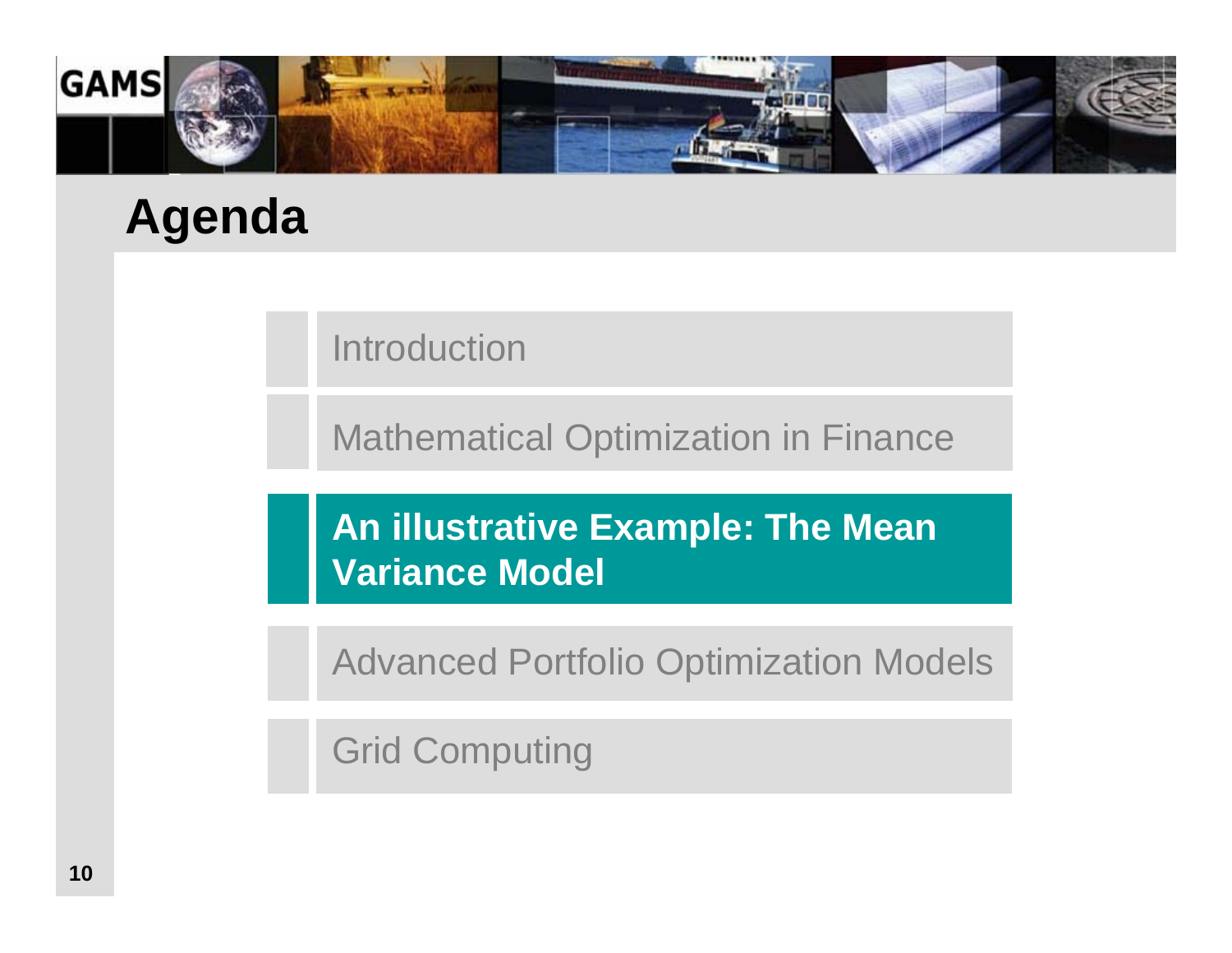# Agenda

- Introduction
- Mathematical Optimization in Finance
- **An illustrative Example: The Mean Variance Model**
- Advanced Portfolio Optimization Models
- Grid Computing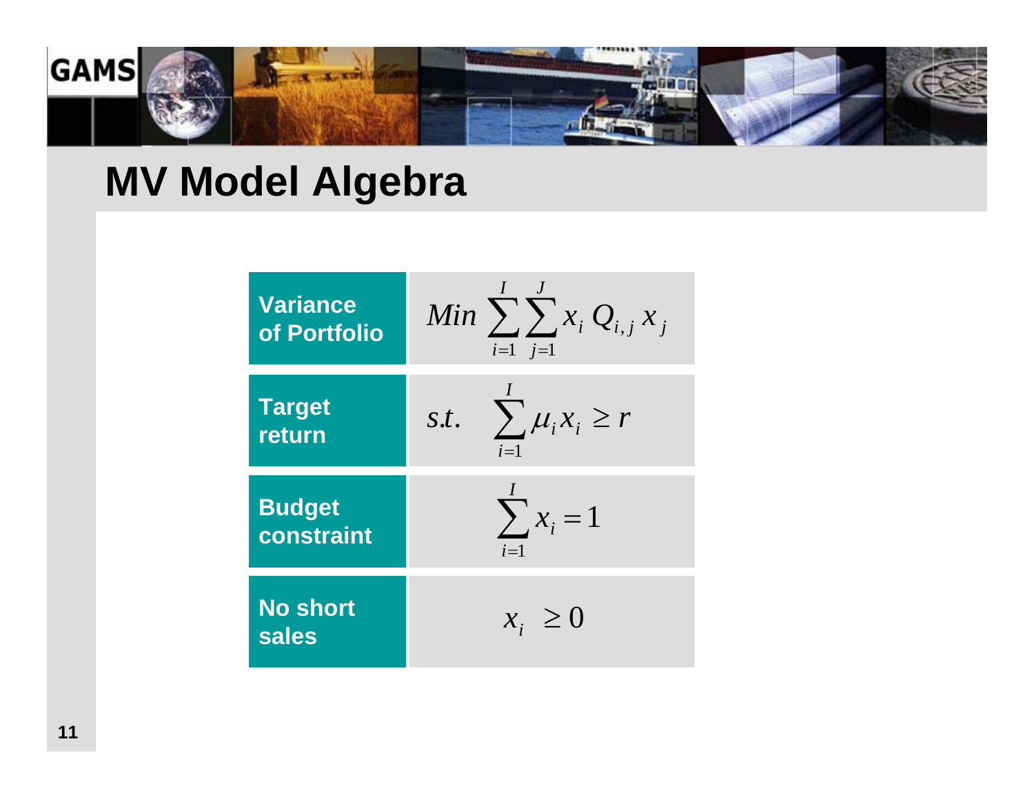# MV Model Algebra

| | |
|---|---|
| **Variance of Portfolio** | $Min \sum_{i=1}^{I} \sum_{j=1}^{J} x_i \, Q_{i,j} \, x_j$ |
| **Target return** | $s.t. \quad \sum_{i=1}^{I} \mu_i x_i \geq r$ |
| **Budget constraint** | $\sum_{i=1}^{I} x_i = 1$ |
| **No short sales** | $x_i \geq 0$ |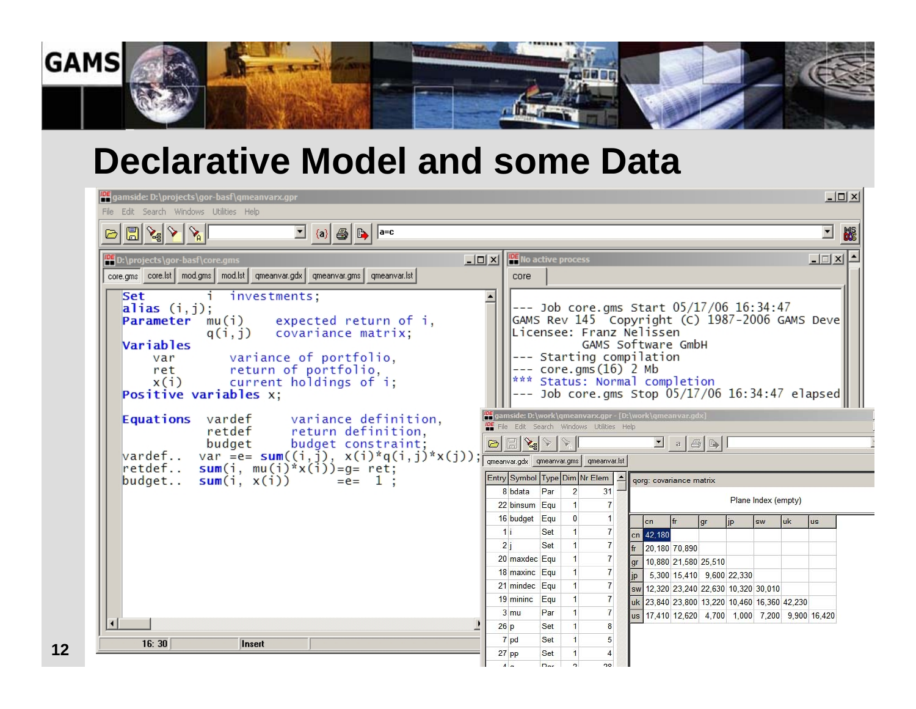# Declarative Model and some Data

```
Set        i    investments;
alias (i,j);
Parameter   mu(i)     expected return of i,
            q(i,j)    covariance matrix;
Variables
    var         variance of portfolio,
    ret         return of portfolio,
    x(i)        current holdings of i;
Positive variables x;

Equations   vardef      variance definition,
            retdef      return definition,
            budget      budget constraint;
vardef..   var =e= sum((i,j), x(i)*q(i,j)*x(j));
retdef..   sum(i, mu(i)*x(i))=g= ret;
budget..   sum(i, x(i))       =e=   1 ;
```

```
--- Job core.gms Start 05/17/06 16:34:47
GAMS Rev 145  Copyright (C) 1987-2006 GAMS Deve
Licensee: Franz Nelissen
          GAMS Software GmbH
--- Starting compilation
--- core.gms(16) 2 Mb
*** Status: Normal completion
--- Job core.gms Stop 05/17/06 16:34:47 elapsed
```

| Entry | Symbol | Type | Dim | Nr Elem |
|---|---|---|---|---|
| 8 | bdata | Par | 2 | 31 |
| 22 | binsum | Equ | 1 | 7 |
| 16 | budget | Equ | 0 | 1 |
| 1 | i | Set | 1 | 7 |
| 2 | j | Set | 1 | 7 |
| 20 | maxdec | Equ | 1 | 7 |
| 18 | maxinc | Equ | 1 | 7 |
| 21 | mindec | Equ | 1 | 7 |
| 19 | mininc | Equ | 1 | 7 |
| 3 | mu | Par | 1 | 7 |
| 26 | p | Set | 1 | 8 |
| 7 | pd | Set | 1 | 5 |
| 27 | pp | Set | 1 | 4 |

qorg: covariance matrix

Plane Index (empty)

| | cn | fr | gr | jp | sw | uk | us |
|---|---|---|---|---|---|---|---|
| cn | 42,180 | | | | | | |
| fr | 20,180 | 70,890 | | | | | |
| gr | 10,880 | 21,580 | 25,510 | | | | |
| jp | 5,300 | 15,410 | 9,600 | 22,330 | | | |
| sw | 12,320 | 23,240 | 22,630 | 10,320 | 30,010 | | |
| uk | 23,840 | 23,800 | 13,220 | 10,460 | 16,360 | 42,230 | |
| us | 17,410 | 12,620 | 4,700 | 1,000 | 7,200 | 9,900 | 16,420 |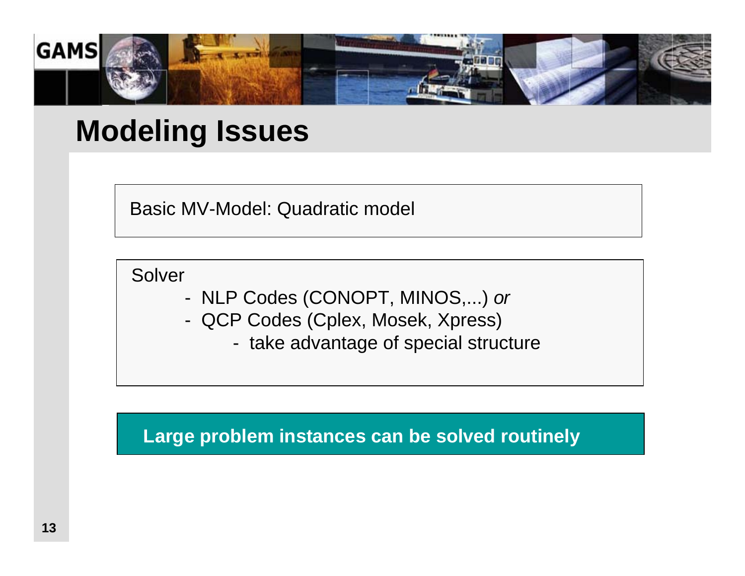# Modeling Issues

Basic MV-Model: Quadratic model

Solver

- NLP Codes (CONOPT, MINOS,...) *or*
- QCP Codes (Cplex, Mosek, Xpress)
  - take advantage of special structure

**Large problem instances can be solved routinely**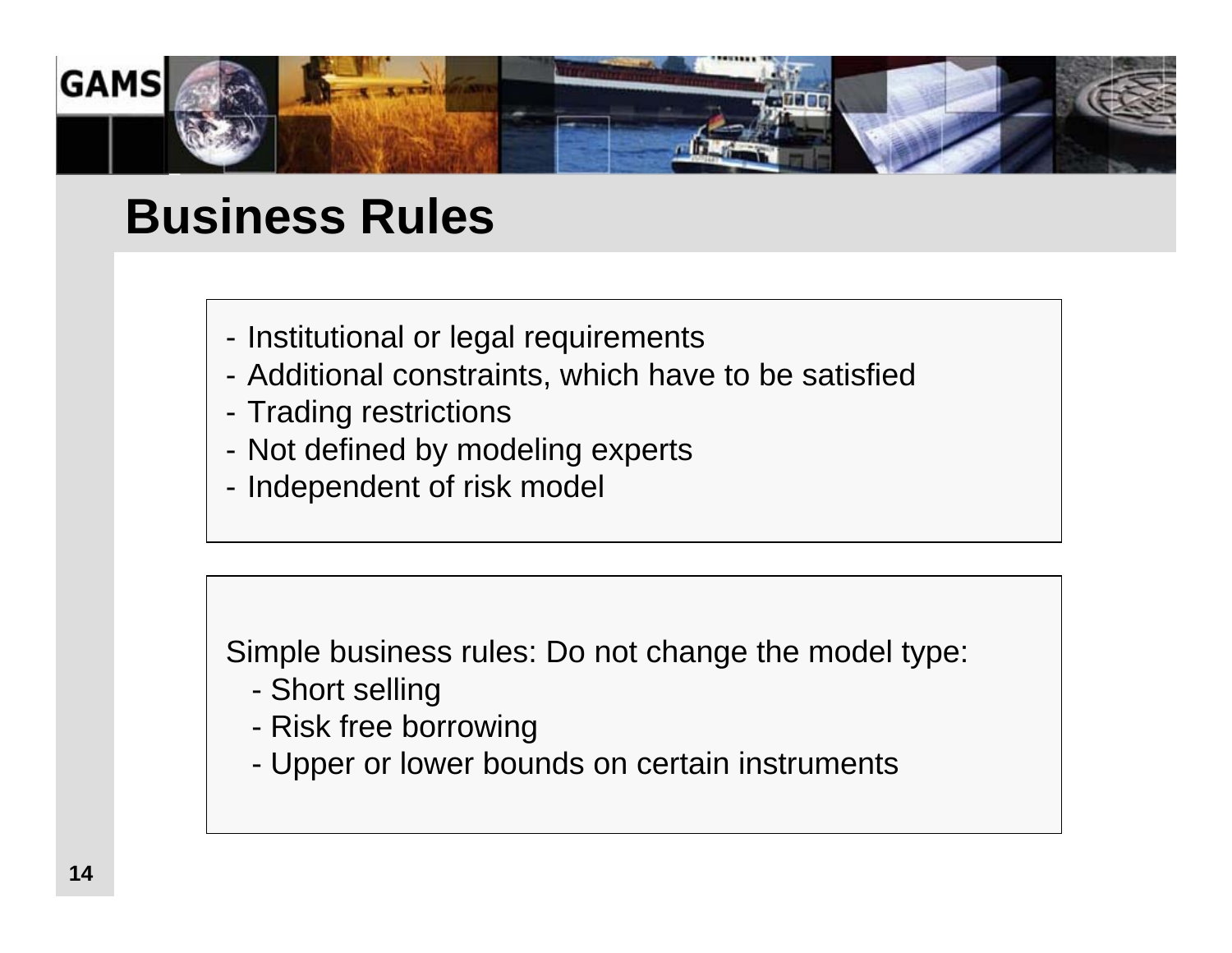# Business Rules

- Institutional or legal requirements
- Additional constraints, which have to be satisfied
- Trading restrictions
- Not defined by modeling experts
- Independent of risk model

Simple business rules: Do not change the model type:

- Short selling
- Risk free borrowing
- Upper or lower bounds on certain instruments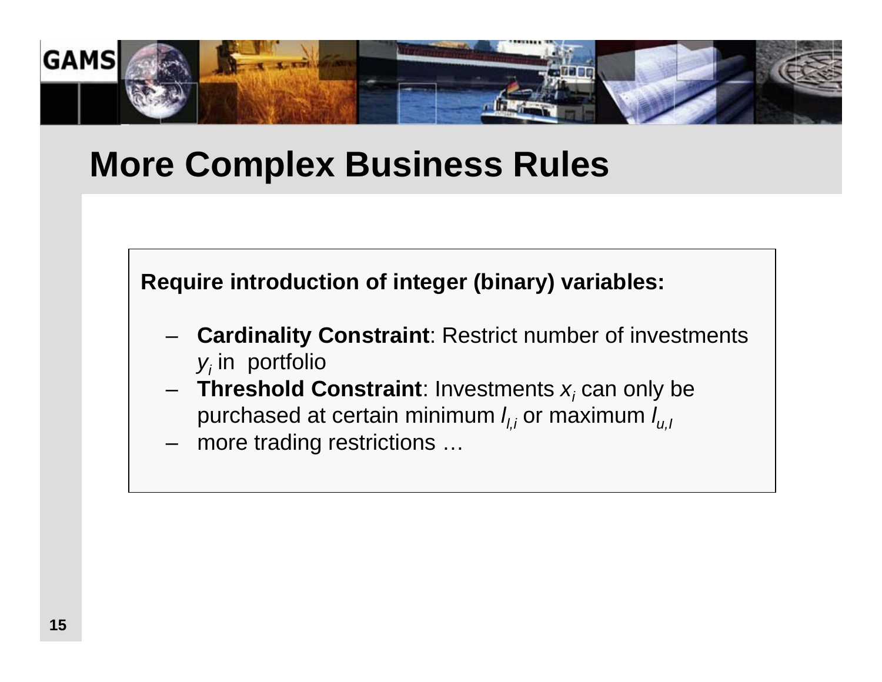# More Complex Business Rules

**Require introduction of integer (binary) variables:**

- **Cardinality Constraint**: Restrict number of investments $y_i$ in portfolio
- **Threshold Constraint**: Investments $x_i$ can only be purchased at certain minimum $l_{l,i}$ or maximum $l_{u,I}$
- more trading restrictions …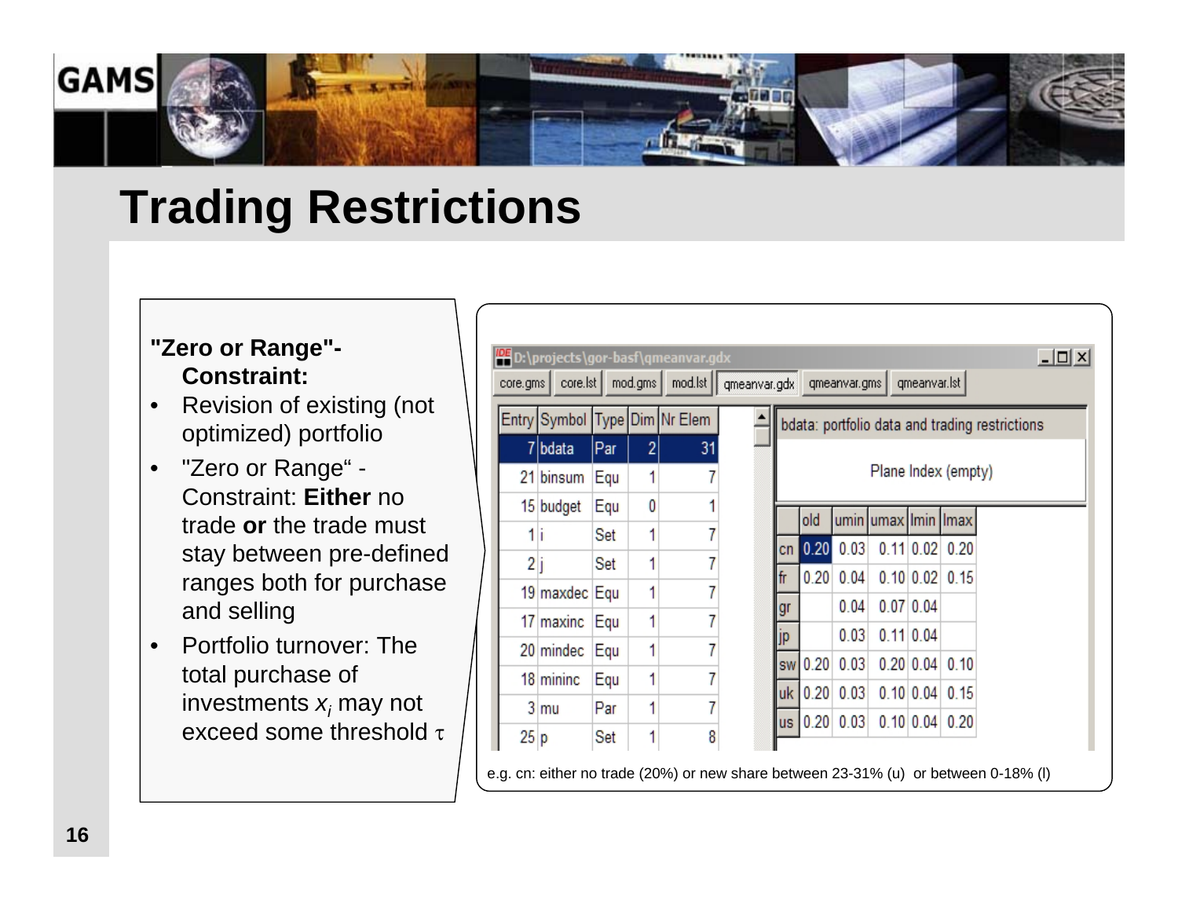# Trading Restrictions

**"Zero or Range"-Constraint:**

- Revision of existing (not optimized) portfolio
- "Zero or Range" - Constraint: **Either** no trade **or** the trade must stay between pre-defined ranges both for purchase and selling
- Portfolio turnover: The total purchase of investments $x_i$ may not exceed some threshold $\tau$

D:\projects\gor-basf\qmeanvar.gdx

core.gms | core.lst | mod.gms | mod.lst | qmeanvar.gdx | qmeanvar.gms | qmeanvar.lst

| Entry | Symbol | Type | Dim | Nr Elem |
|---|---|---|---|---|
| 7 | bdata | Par | 2 | 31 |
| 21 | binsum | Equ | 1 | 7 |
| 15 | budget | Equ | 0 | 1 |
| 1 | i | Set | 1 | 7 |
| 2 | j | Set | 1 | 7 |
| 19 | maxdec | Equ | 1 | 7 |
| 17 | maxinc | Equ | 1 | 7 |
| 20 | mindec | Equ | 1 | 7 |
| 18 | mininc | Equ | 1 | 7 |
| 3 | mu | Par | 1 | 7 |
| 25 | p | Set | 1 | 8 |

bdata: portfolio data and trading restrictions

Plane Index (empty)

| | old | umin | umax | lmin | lmax |
|---|---|---|---|---|---|
| cn | 0.20 | 0.03 | 0.11 | 0.02 | 0.20 |
| fr | 0.20 | 0.04 | 0.10 | 0.02 | 0.15 |
| gr | | 0.04 | 0.07 | 0.04 | |
| jp | | 0.03 | 0.11 | 0.04 | |
| sw | 0.20 | 0.03 | 0.20 | 0.04 | 0.10 |
| uk | 0.20 | 0.03 | 0.10 | 0.04 | 0.15 |
| us | 0.20 | 0.03 | 0.10 | 0.04 | 0.20 |

e.g. cn: either no trade (20%) or new share between 23-31% (u) or between 0-18% (l)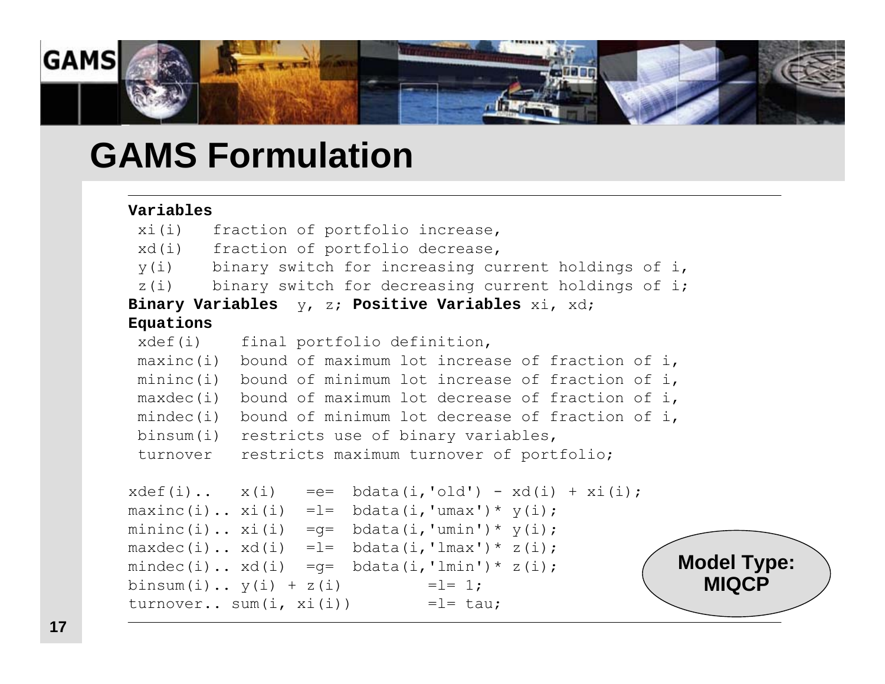# GAMS Formulation

```
Variables
 xi(i)   fraction of portfolio increase,
 xd(i)   fraction of portfolio decrease,
 y(i)    binary switch for increasing current holdings of i,
 z(i)    binary switch for decreasing current holdings of i;
Binary Variables  y, z; Positive Variables xi, xd;
Equations
 xdef(i)    final portfolio definition,
 maxinc(i)  bound of maximum lot increase of fraction of i,
 mininc(i)  bound of minimum lot increase of fraction of i,
 maxdec(i)  bound of maximum lot decrease of fraction of i,
 mindec(i)  bound of minimum lot decrease of fraction of i,
 binsum(i)  restricts use of binary variables,
 turnover   restricts maximum turnover of portfolio;

xdef(i)..   x(i)   =e=  bdata(i,'old') - xd(i) + xi(i);
maxinc(i).. xi(i)  =l=  bdata(i,'umax')* y(i);
mininc(i).. xi(i)  =g=  bdata(i,'umin')* y(i);
maxdec(i).. xd(i)  =l=  bdata(i,'lmax')* z(i);
mindec(i).. xd(i)  =g=  bdata(i,'lmin')* z(i);
binsum(i).. y(i) + z(i)        =l= 1;
turnover.. sum(i, xi(i))       =l= tau;
```

**Model Type: MIQCP**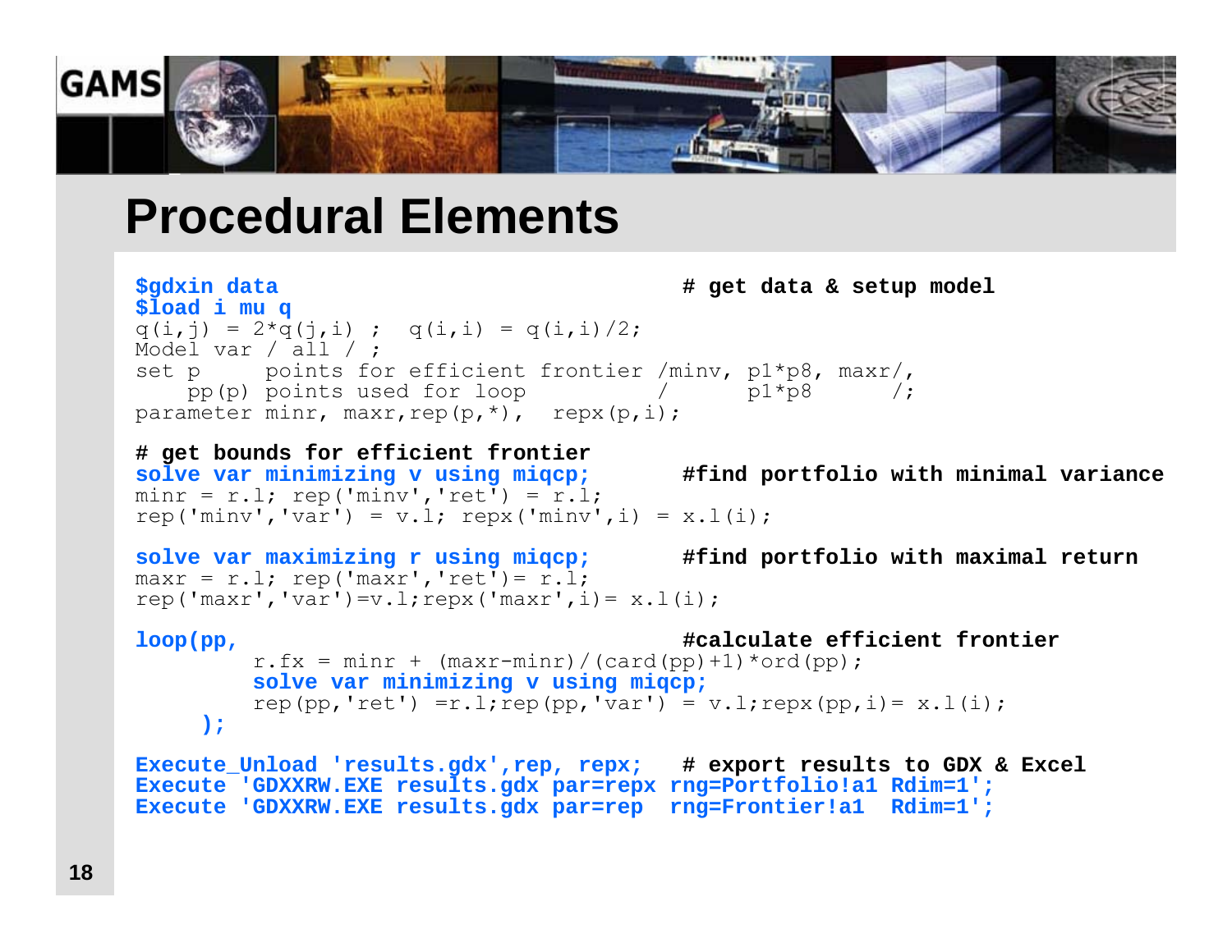# Procedural Elements

```
$gdxin data                                        # get data & setup model
$load i mu q
q(i,j) = 2*q(j,i) ;  q(i,i) = q(i,i)/2;
Model var / all / ;
set p     points for efficient frontier /minv, p1*p8, maxr/,
    pp(p) points used for loop          /      p1*p8      /;
parameter minr, maxr,rep(p,*),  repx(p,i);

# get bounds for efficient frontier
solve var minimizing v using miqcp;       #find portfolio with minimal variance
minr = r.l; rep('minv','ret') = r.l;
rep('minv','var') = v.l; repx('minv',i) = x.l(i);

solve var maximizing r using miqcp;       #find portfolio with maximal return
maxr = r.l; rep('maxr','ret')= r.l;
rep('maxr','var')=v.l;repx('maxr',i)= x.l(i);

loop(pp,                                  #calculate efficient frontier
         r.fx = minr + (maxr-minr)/(card(pp)+1)*ord(pp);
         solve var minimizing v using miqcp;
         rep(pp,'ret') =r.l;rep(pp,'var') = v.l;repx(pp,i)= x.l(i);
     );

Execute_Unload 'results.gdx',rep, repx;   # export results to GDX & Excel
Execute 'GDXXRW.EXE results.gdx par=repx rng=Portfolio!a1 Rdim=1';
Execute 'GDXXRW.EXE results.gdx par=rep  rng=Frontier!a1  Rdim=1';
```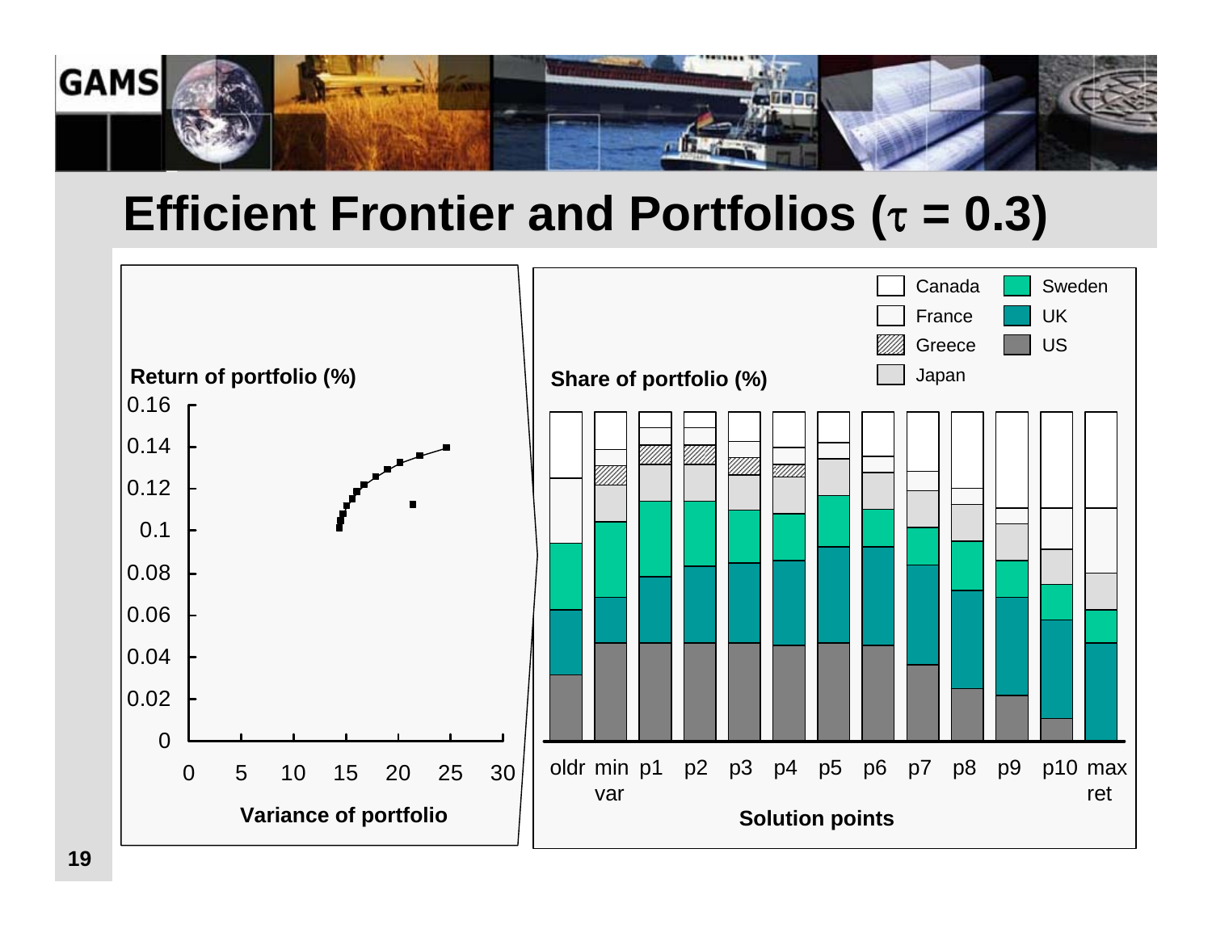# Efficient Frontier and Portfolios ($\tau$ = 0.3)

**Return of portfolio (%)**

**Variance of portfolio**

**Share of portfolio (%)**

Canada, France, Greece, Japan, Sweden, UK, US

oldr, min var, p1, p2, p3, p4, p5, p6, p7, p8, p9, p10, max ret

**Solution points**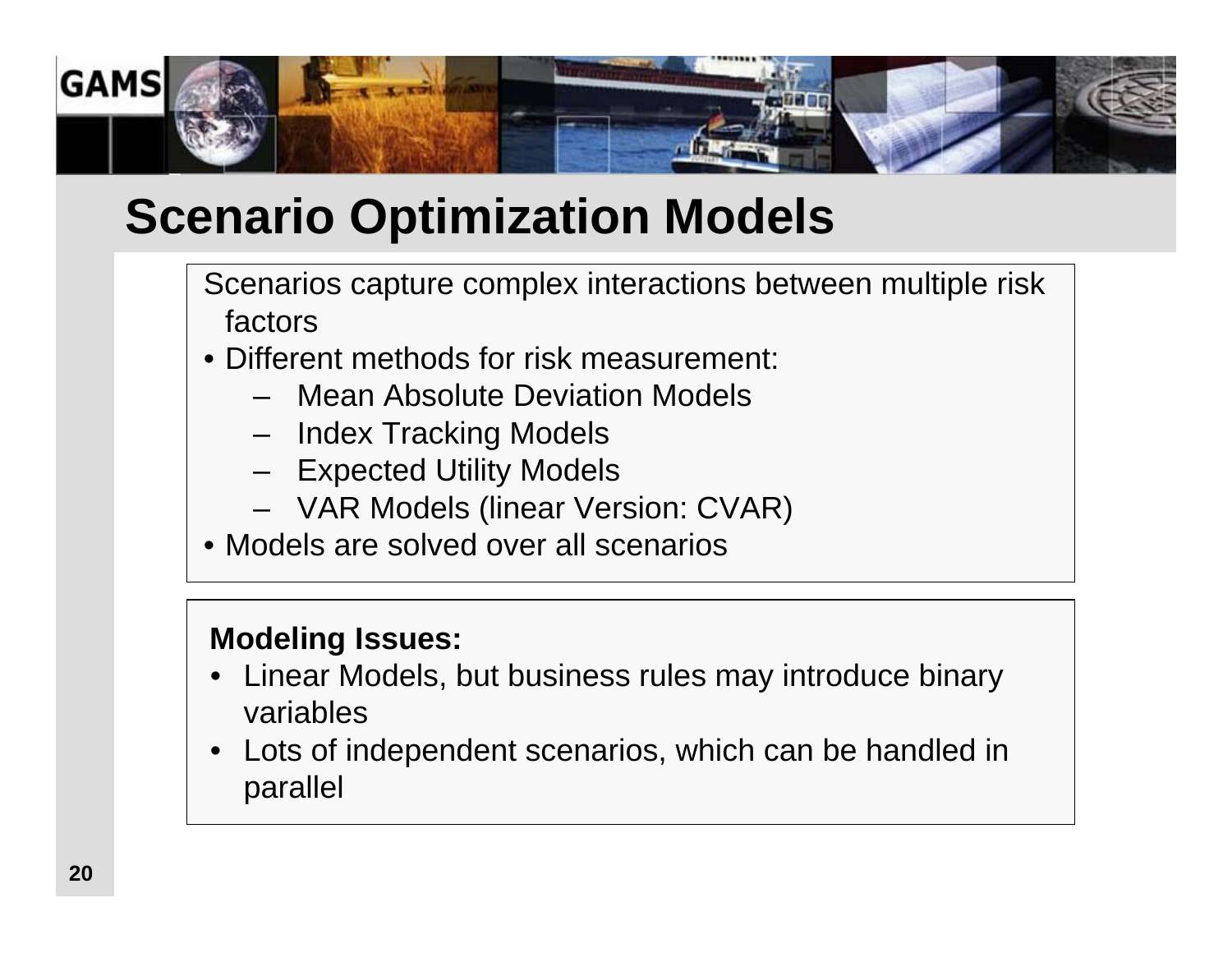# Scenario Optimization Models

Scenarios capture complex interactions between multiple risk factors

- Different methods for risk measurement:
  - Mean Absolute Deviation Models
  - Index Tracking Models
  - Expected Utility Models
  - VAR Models (linear Version: CVAR)
- Models are solved over all scenarios

**Modeling Issues:**

- Linear Models, but business rules may introduce binary variables
- Lots of independent scenarios, which can be handled in parallel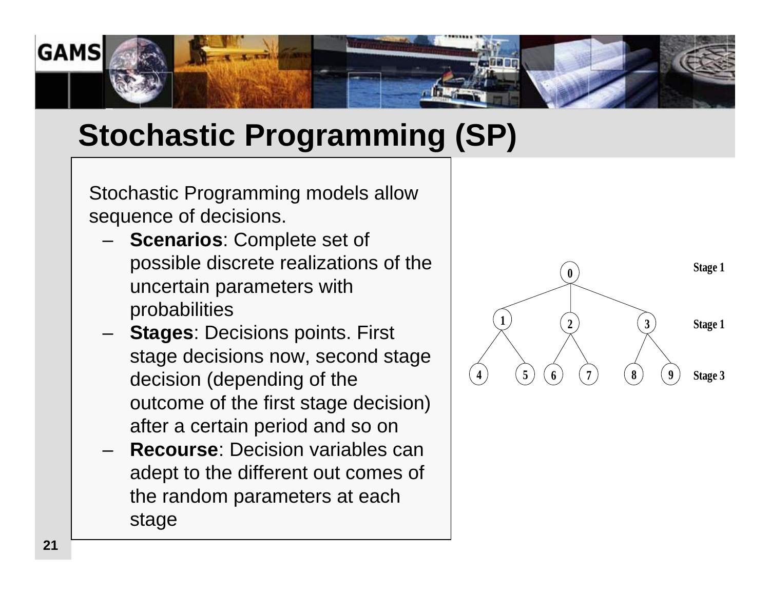# Stochastic Programming (SP)

Stochastic Programming models allow sequence of decisions.

- **Scenarios**: Complete set of possible discrete realizations of the uncertain parameters with probabilities
- **Stages**: Decisions points. First stage decisions now, second stage decision (depending of the outcome of the first stage decision) after a certain period and so on
- **Recourse**: Decision variables can adept to the different out comes of the random parameters at each stage

0 — Stage 1

1, 2, 3 — Stage 1

4, 5, 6, 7, 8, 9 — Stage 3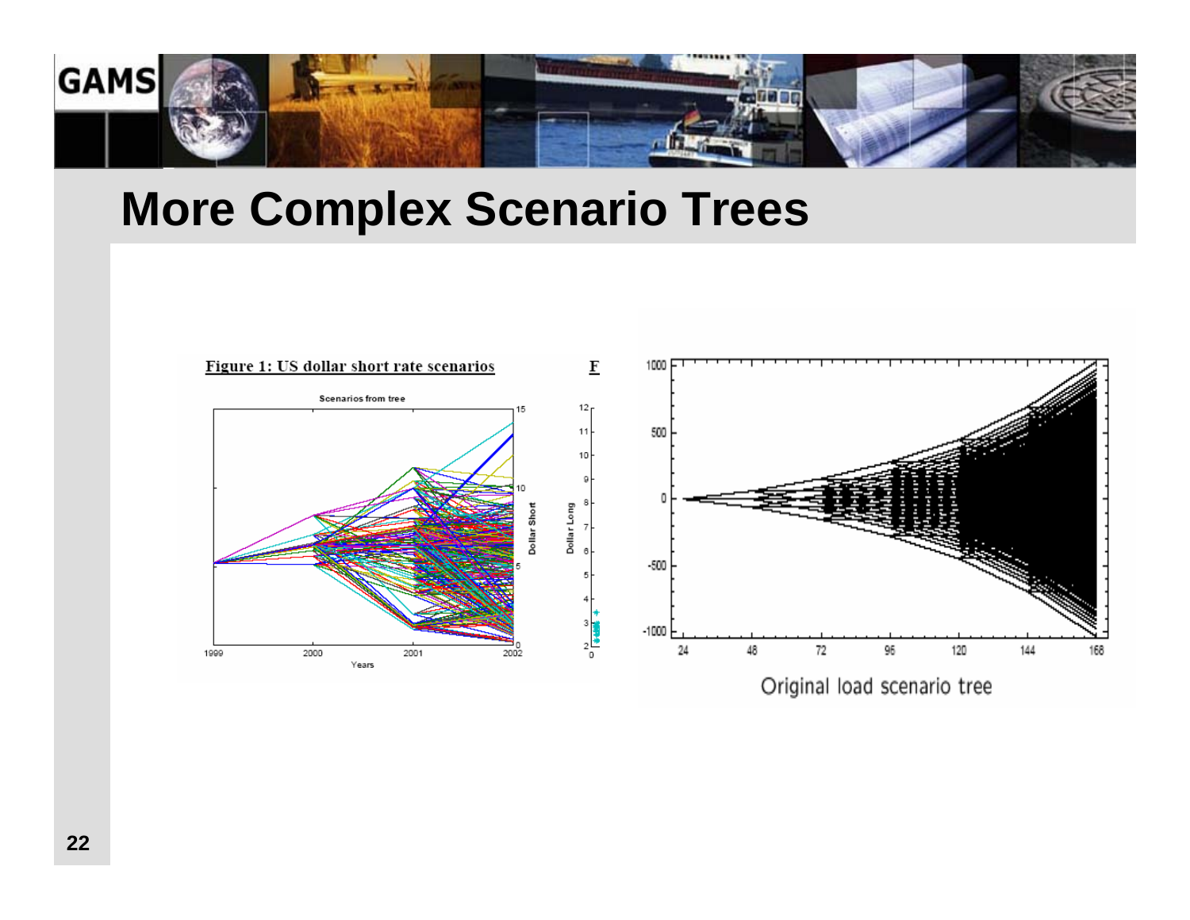# More Complex Scenario Trees

Figure 1: US dollar short rate scenarios

Original load scenario tree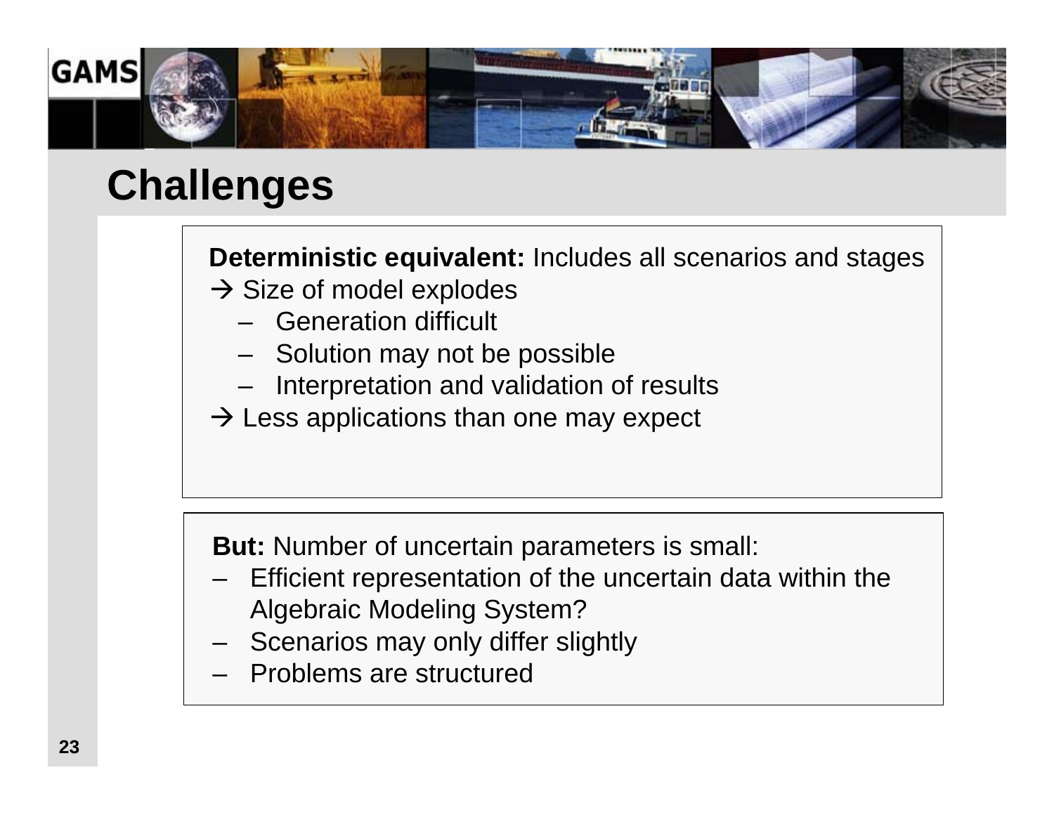# Challenges

**Deterministic equivalent:** Includes all scenarios and stages
→ Size of model explodes
- Generation difficult
- Solution may not be possible
- Interpretation and validation of results

→ Less applications than one may expect

**But:** Number of uncertain parameters is small:
- Efficient representation of the uncertain data within the Algebraic Modeling System?
- Scenarios may only differ slightly
- Problems are structured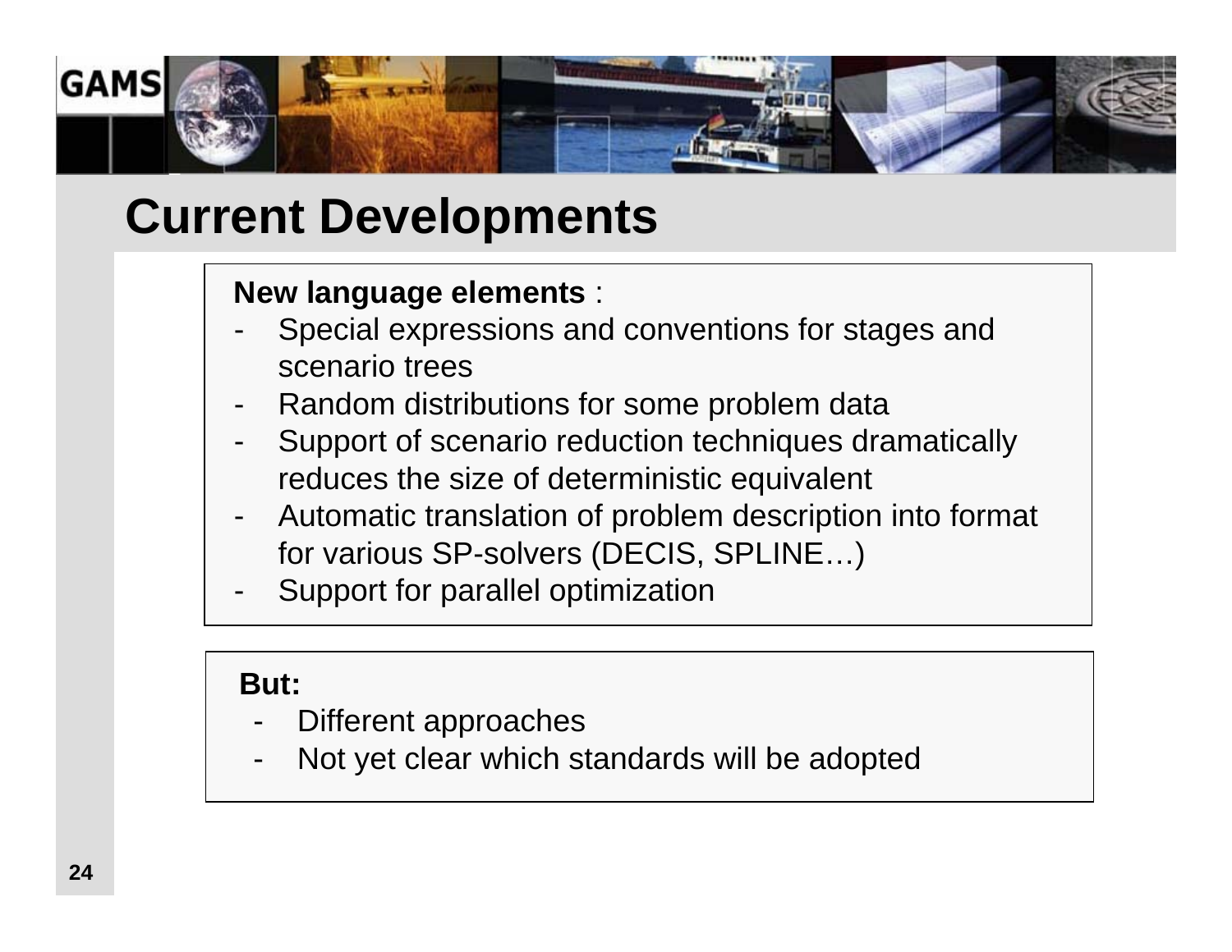# Current Developments

**New language elements** :

- Special expressions and conventions for stages and scenario trees
- Random distributions for some problem data
- Support of scenario reduction techniques dramatically reduces the size of deterministic equivalent
- Automatic translation of problem description into format for various SP-solvers (DECIS, SPLINE…)
- Support for parallel optimization

**But:**

- Different approaches
- Not yet clear which standards will be adopted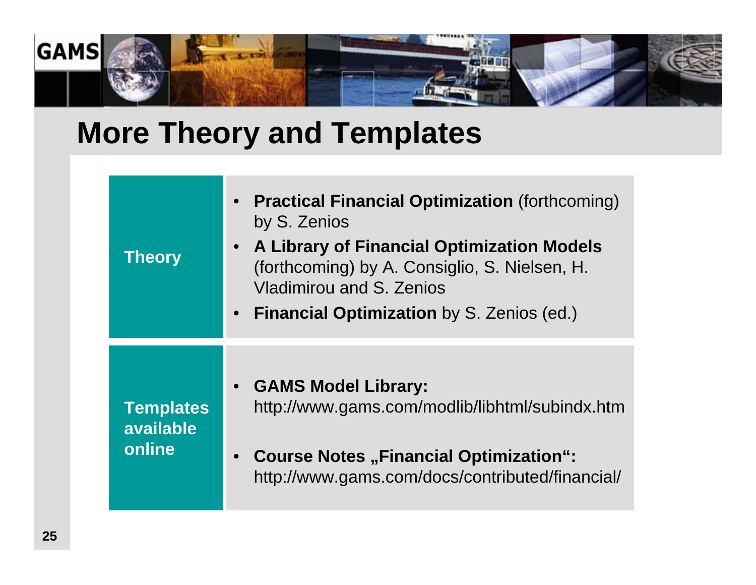# More Theory and Templates

| | |
|---|---|
| **Theory** | • **Practical Financial Optimization** (forthcoming) by S. Zenios<br>• **A Library of Financial Optimization Models** (forthcoming) by A. Consiglio, S. Nielsen, H. Vladimirou and S. Zenios<br>• **Financial Optimization** by S. Zenios (ed.) |
| **Templates available online** | • **GAMS Model Library:** http://www.gams.com/modlib/libhtml/subindx.htm<br>• **Course Notes „Financial Optimization":** http://www.gams.com/docs/contributed/financial/ |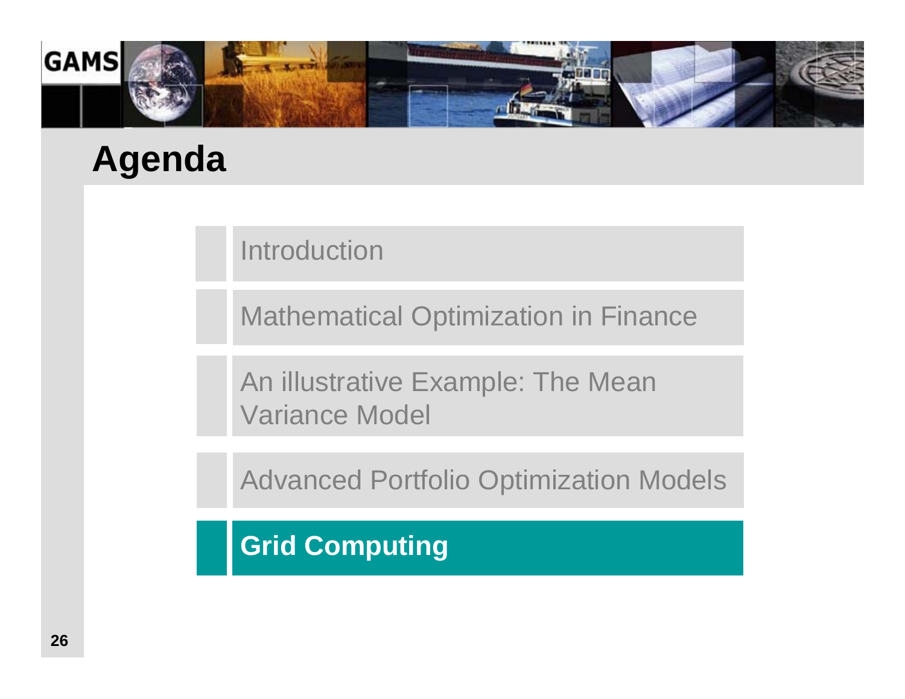# Agenda

- Introduction
- Mathematical Optimization in Finance
- An illustrative Example: The Mean Variance Model
- Advanced Portfolio Optimization Models
- **Grid Computing**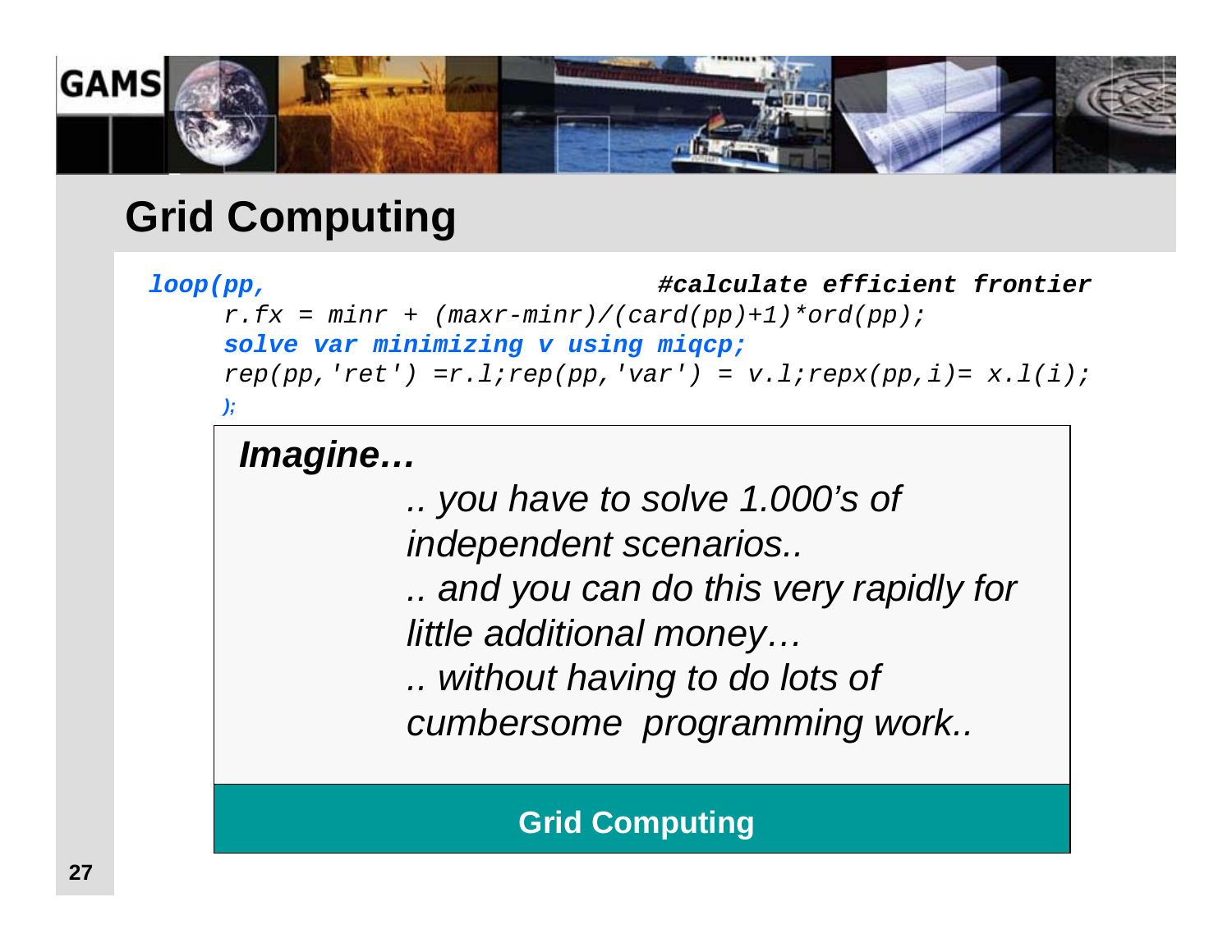# Grid Computing

```
loop(pp,                                    #calculate efficient frontier
     r.fx = minr + (maxr-minr)/(card(pp)+1)*ord(pp);
     solve var minimizing v using miqcp;
     rep(pp,'ret') =r.l;rep(pp,'var') = v.l;repx(pp,i)= x.l(i);
     );
```

***Imagine…***

*.. you have to solve 1.000's of independent scenarios..*

*.. and you can do this very rapidly for little additional money…*

*.. without having to do lots of cumbersome programming work..*

**Grid Computing**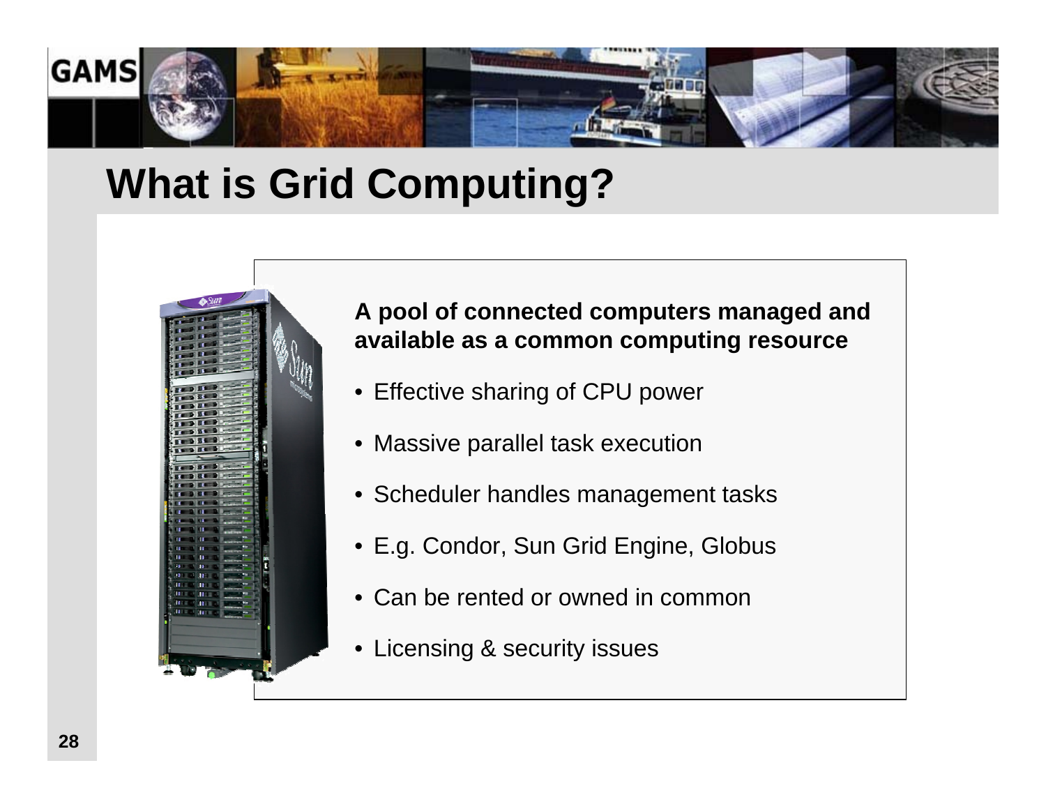# What is Grid Computing?

**A pool of connected computers managed and available as a common computing resource**

- Effective sharing of CPU power
- Massive parallel task execution
- Scheduler handles management tasks
- E.g. Condor, Sun Grid Engine, Globus
- Can be rented or owned in common
- Licensing & security issues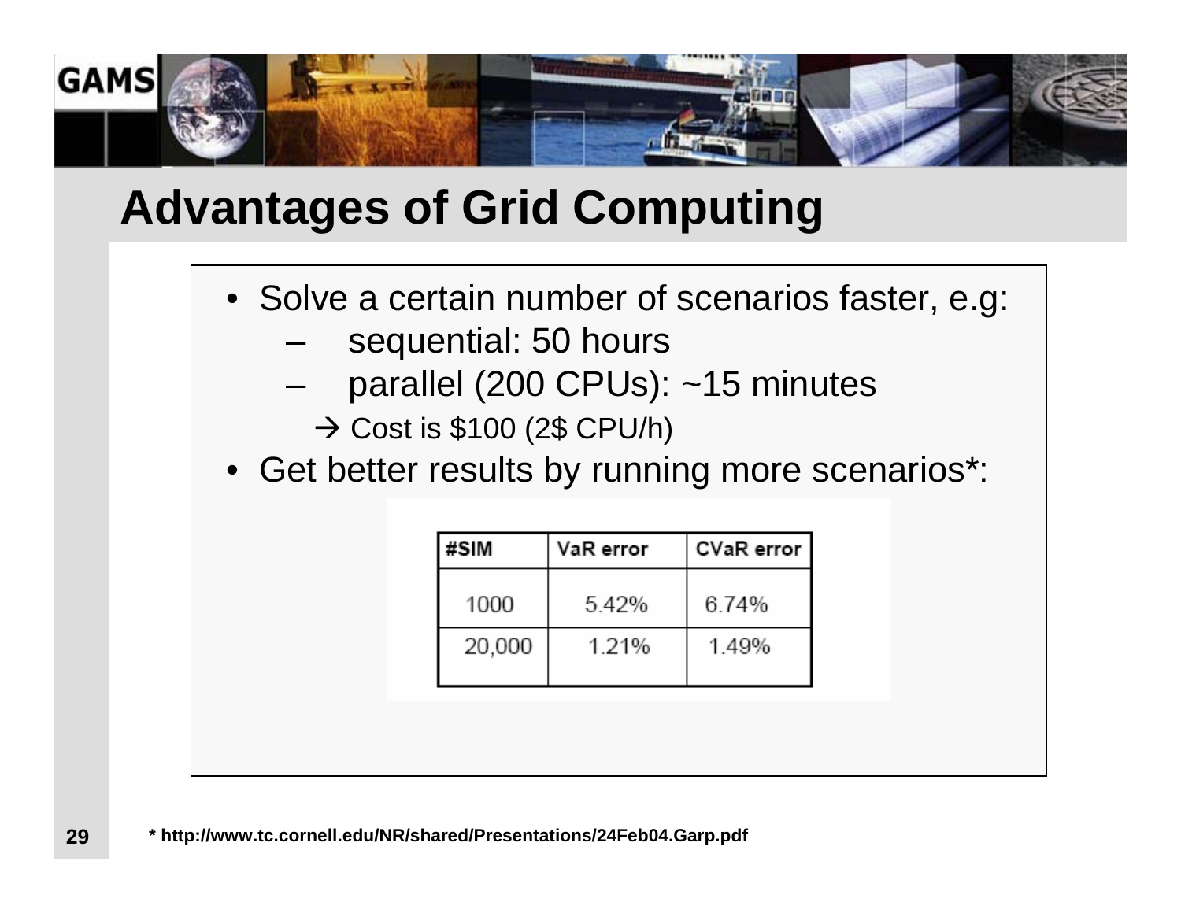# Advantages of Grid Computing

- Solve a certain number of scenarios faster, e.g:
  - sequential: 50 hours
  - parallel (200 CPUs): ~15 minutes
    
    → Cost is $100 (2$ CPU/h)
- Get better results by running more scenarios*:

| #SIM | VaR error | CVaR error |
|---|---|---|
| 1000 | 5.42% | 6.74% |
| 20,000 | 1.21% | 1.49% |

**\* http://www.tc.cornell.edu/NR/shared/Presentations/24Feb04.Garp.pdf**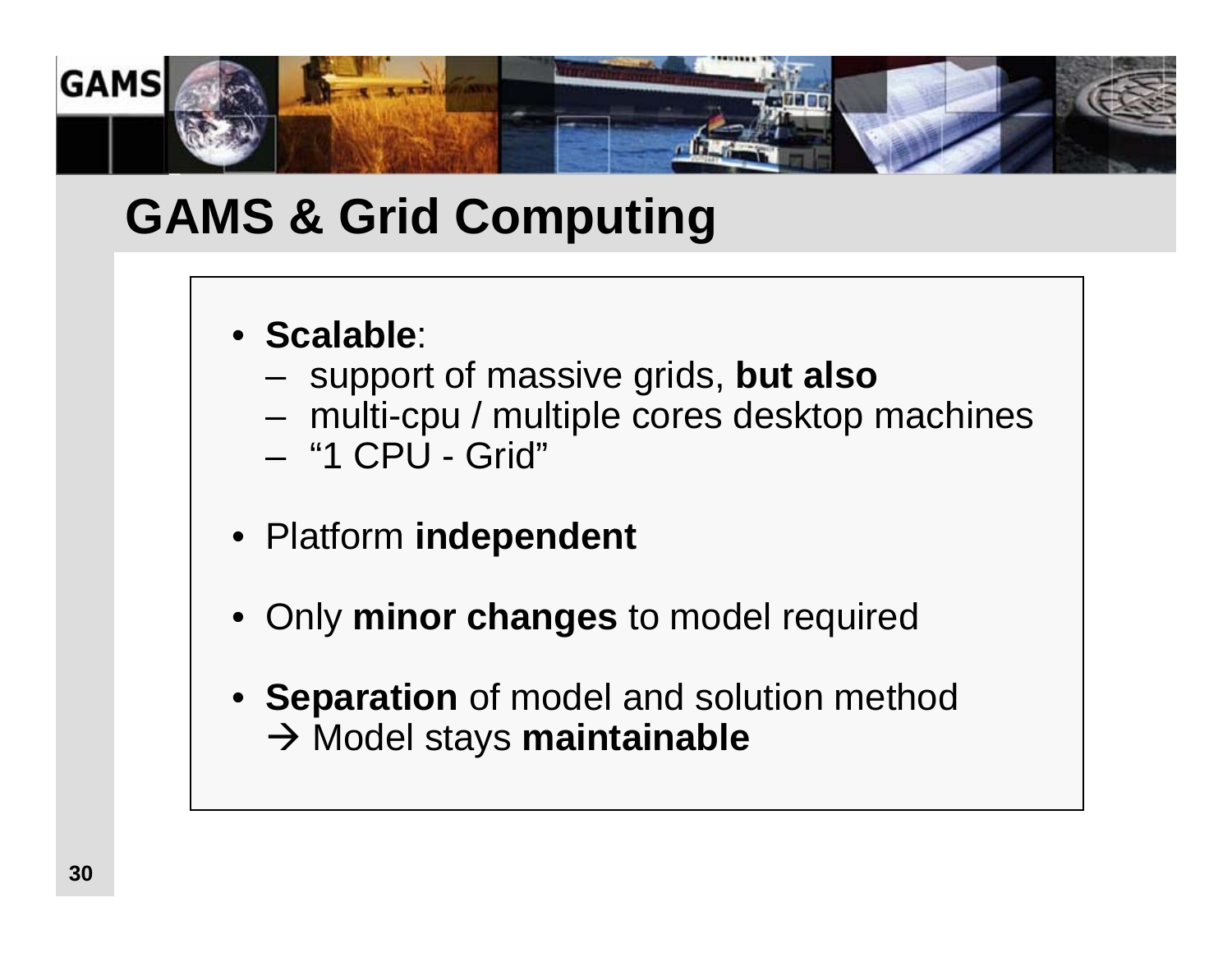# GAMS & Grid Computing

- **Scalable**:
  - support of massive grids, **but also**
  - multi-cpu / multiple cores desktop machines
  - "1 CPU - Grid"
- Platform **independent**
- Only **minor changes** to model required
- **Separation** of model and solution method
  → Model stays **maintainable**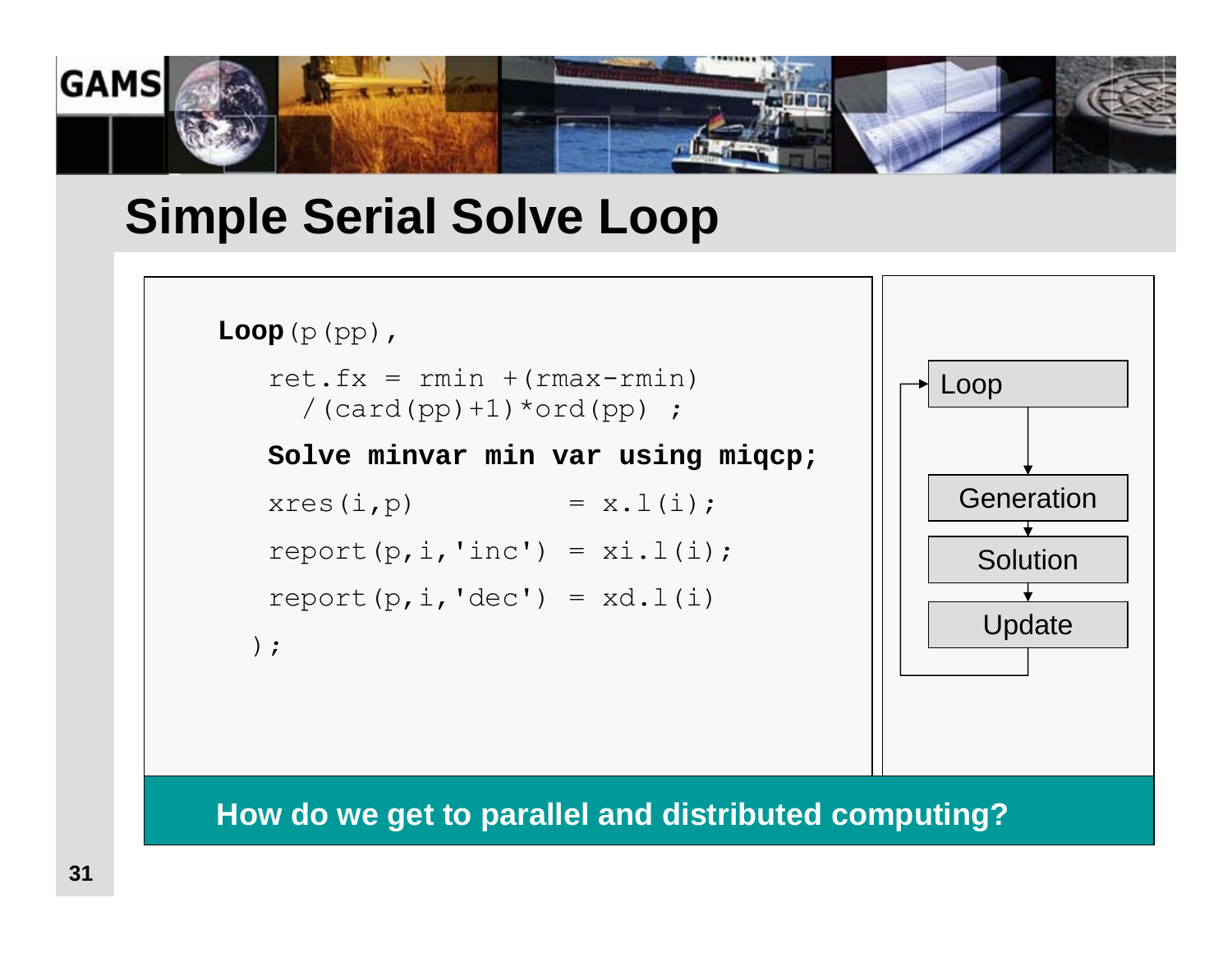# Simple Serial Solve Loop

```
Loop(p(pp),
   ret.fx = rmin +(rmax-rmin)
     /(card(pp)+1)*ord(pp) ;
   Solve minvar min var using miqcp;
   xres(i,p)          = x.l(i);
   report(p,i,'inc') = xi.l(i);
   report(p,i,'dec') = xd.l(i)
  );
```

Loop → Generation → Solution → Update

**How do we get to parallel and distributed computing?**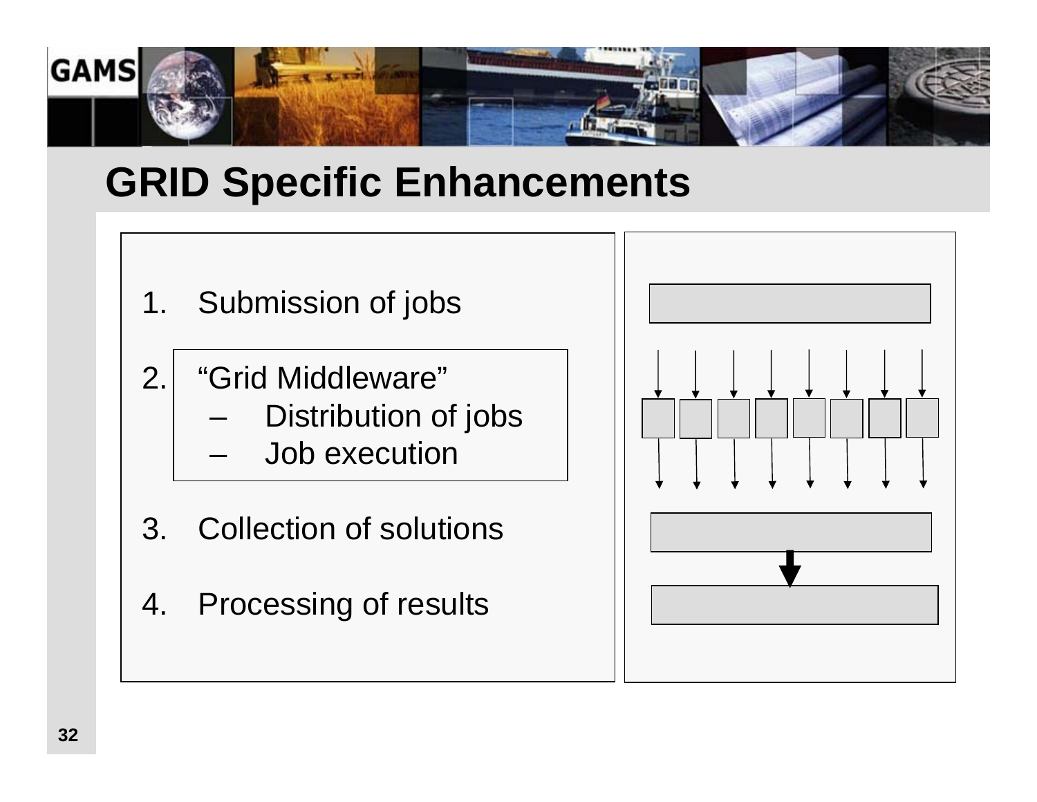# GRID Specific Enhancements

1. Submission of jobs

2. "Grid Middleware"
   - Distribution of jobs
   - Job execution

3. Collection of solutions

4. Processing of results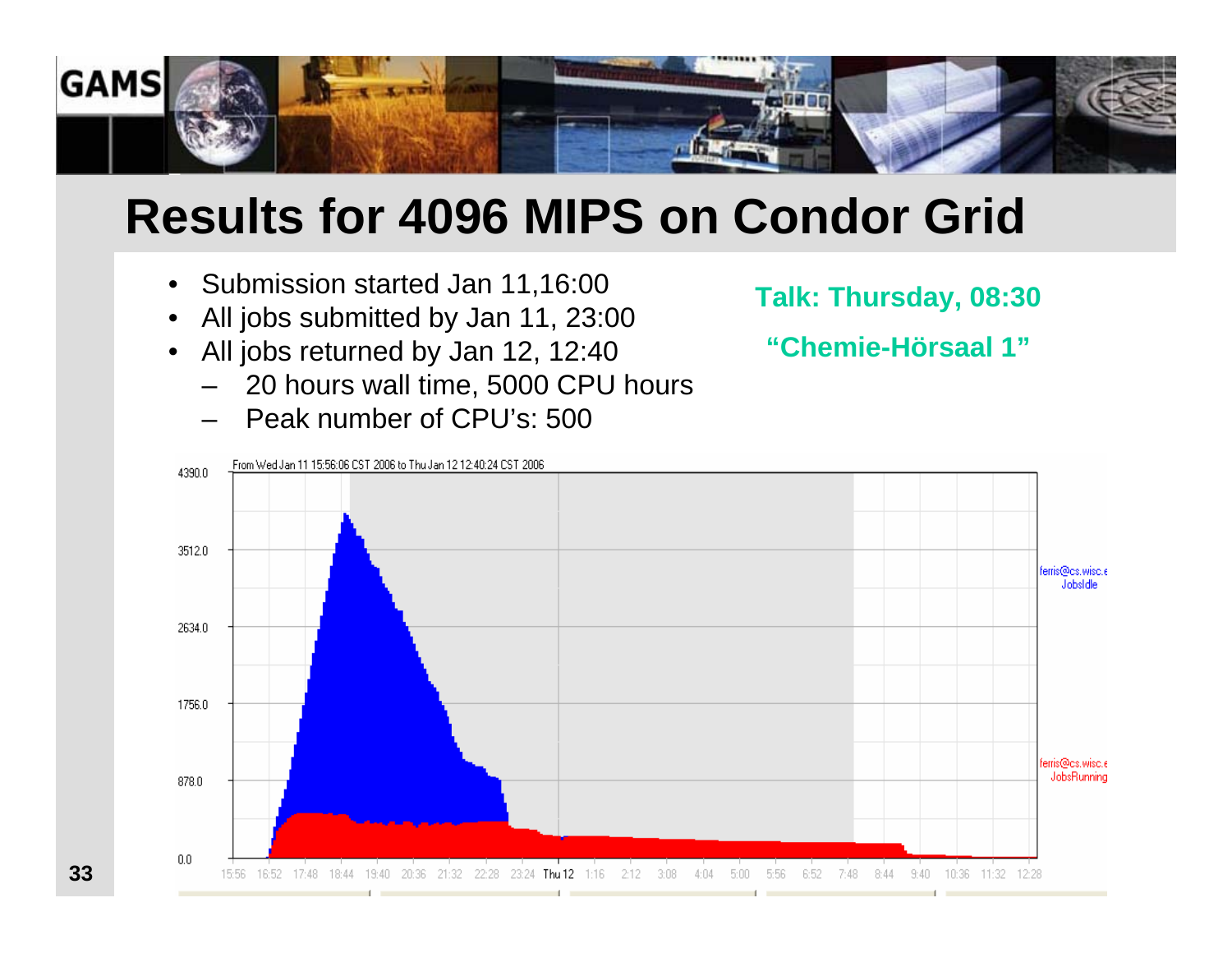# Results for 4096 MIPS on Condor Grid

- Submission started Jan 11,16:00
- All jobs submitted by Jan 11, 23:00
- All jobs returned by Jan 12, 12:40
  - 20 hours wall time, 5000 CPU hours
  - Peak number of CPU's: 500

**Talk: Thursday, 08:30**

**"Chemie-Hörsaal 1"**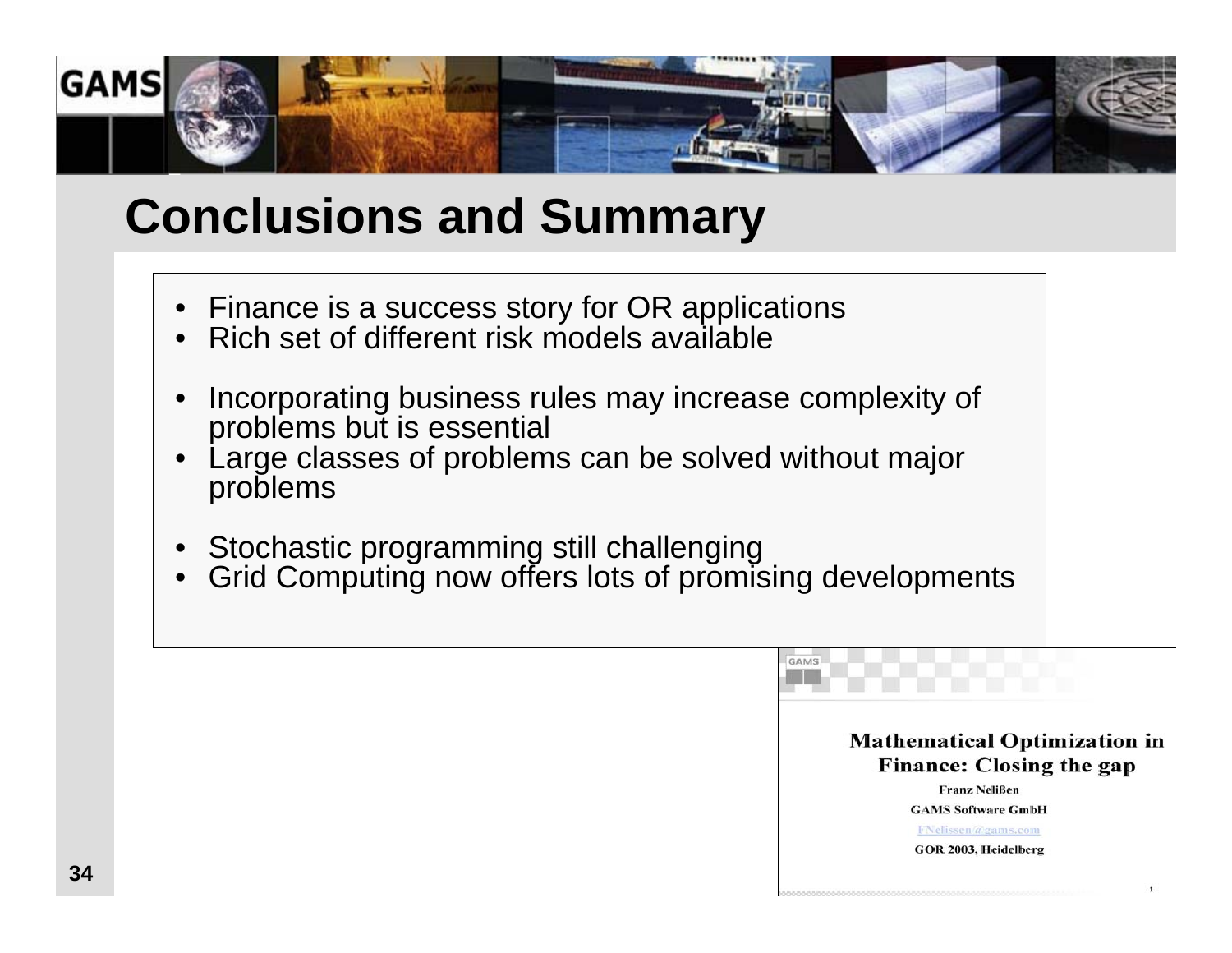# Conclusions and Summary

- Finance is a success story for OR applications
- Rich set of different risk models available

- Incorporating business rules may increase complexity of problems but is essential
- Large classes of problems can be solved without major problems

- Stochastic programming still challenging
- Grid Computing now offers lots of promising developments

**Mathematical Optimization in Finance: Closing the gap**

Franz Nelißen

GAMS Software GmbH

FNelissen@gams.com

GOR 2003, Heidelberg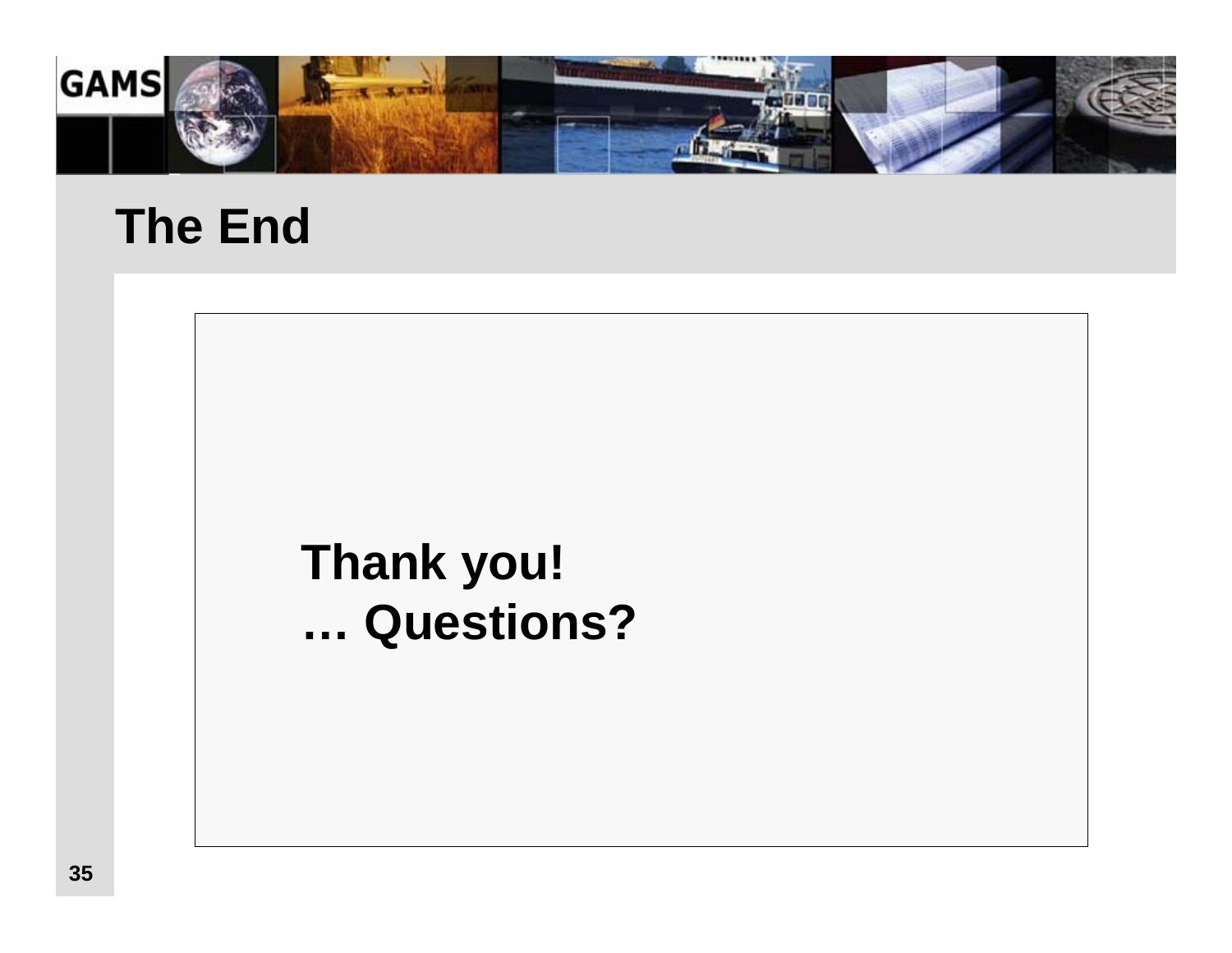# The End

**Thank you!**
**… Questions?**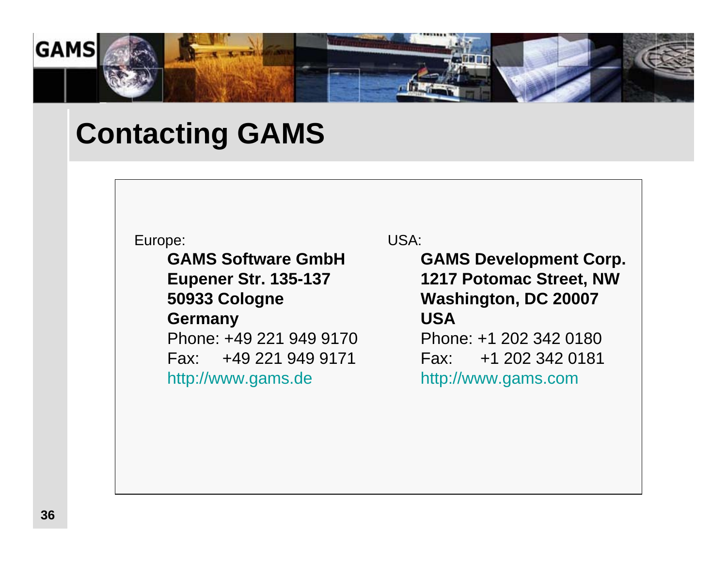# Contacting GAMS

Europe:

**GAMS Software GmbH**
**Eupener Str. 135-137**
**50933 Cologne**
**Germany**
Phone: +49 221 949 9170
Fax: +49 221 949 9171
http://www.gams.de

USA:

**GAMS Development Corp.**
**1217 Potomac Street, NW**
**Washington, DC 20007**
**USA**
Phone: +1 202 342 0180
Fax: +1 202 342 0181
http://www.gams.com